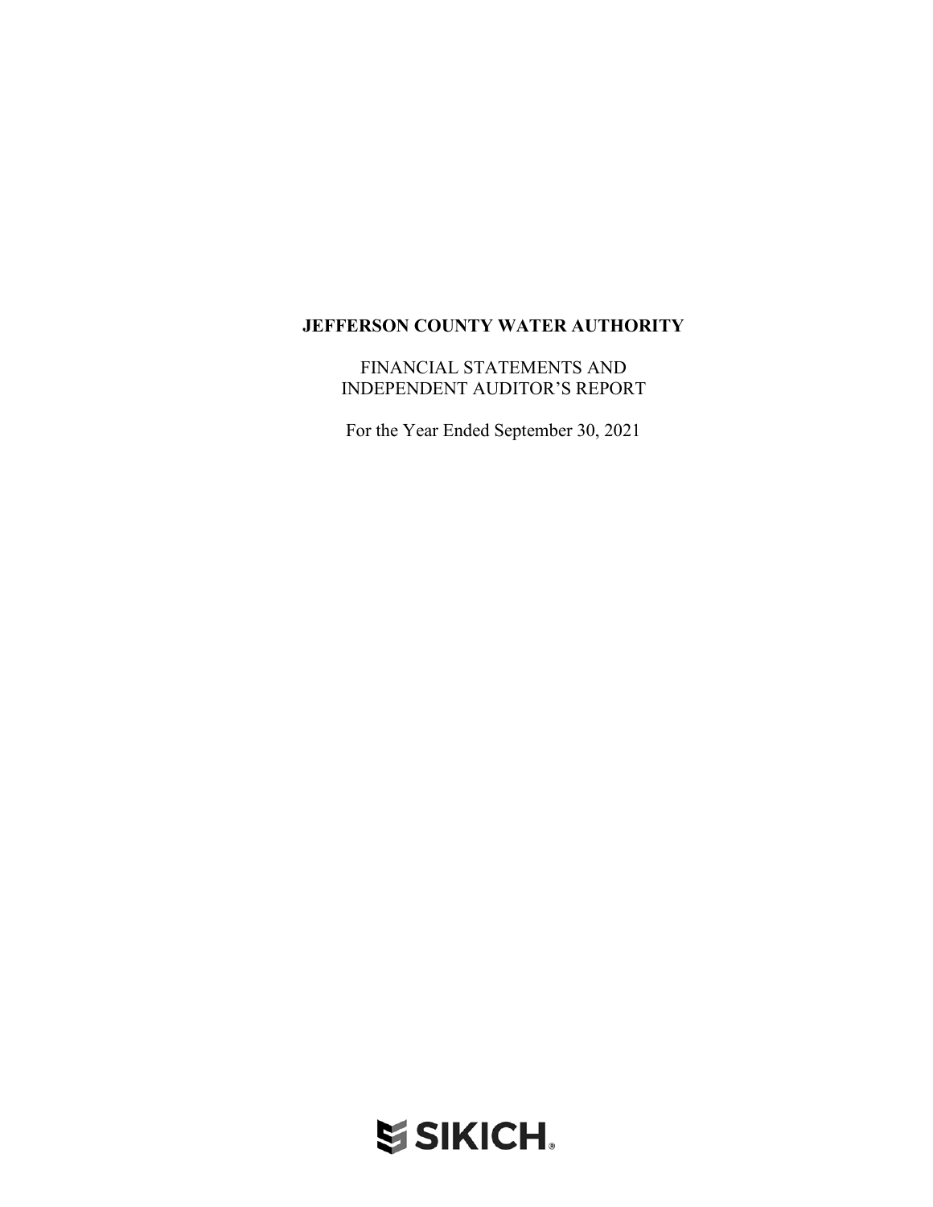# JEFFERSON COUNTY WATER AUTHORITY

FINANCIAL STATEMENTS AND
INDEPENDENT AUDITOR'S REPORT

For the Year Ended September 30, 2021

SIKICH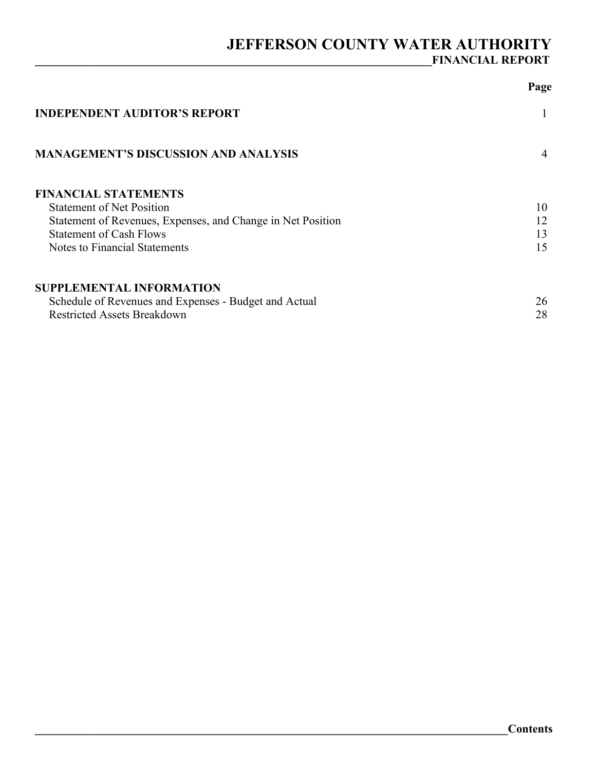# JEFFERSON COUNTY WATER AUTHORITY

## FINANCIAL REPORT

## Contents

| | Page |
|---|---|
| **INDEPENDENT AUDITOR'S REPORT** | 1 |
| **MANAGEMENT'S DISCUSSION AND ANALYSIS** | 4 |
| **FINANCIAL STATEMENTS** | |
| Statement of Net Position | 10 |
| Statement of Revenues, Expenses, and Change in Net Position | 12 |
| Statement of Cash Flows | 13 |
| Notes to Financial Statements | 15 |
| **SUPPLEMENTAL INFORMATION** | |
| Schedule of Revenues and Expenses - Budget and Actual | 26 |
| Restricted Assets Breakdown | 28 |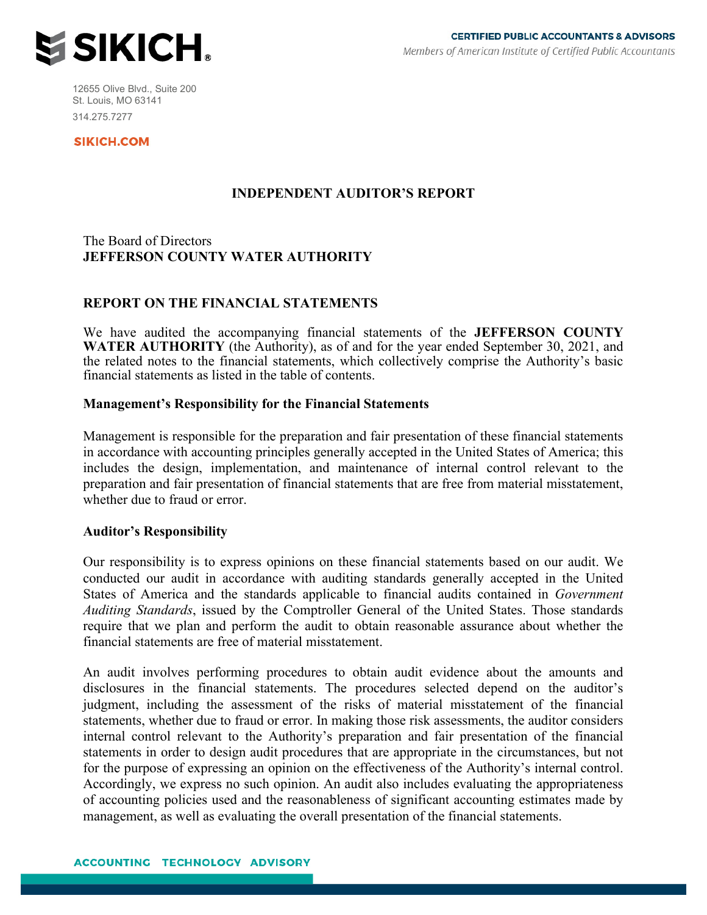# INDEPENDENT AUDITOR'S REPORT

The Board of Directors
**JEFFERSON COUNTY WATER AUTHORITY**

## REPORT ON THE FINANCIAL STATEMENTS

We have audited the accompanying financial statements of the **JEFFERSON COUNTY WATER AUTHORITY** (the Authority), as of and for the year ended September 30, 2021, and the related notes to the financial statements, which collectively comprise the Authority's basic financial statements as listed in the table of contents.

### Management's Responsibility for the Financial Statements

Management is responsible for the preparation and fair presentation of these financial statements in accordance with accounting principles generally accepted in the United States of America; this includes the design, implementation, and maintenance of internal control relevant to the preparation and fair presentation of financial statements that are free from material misstatement, whether due to fraud or error.

### Auditor's Responsibility

Our responsibility is to express opinions on these financial statements based on our audit. We conducted our audit in accordance with auditing standards generally accepted in the United States of America and the standards applicable to financial audits contained in *Government Auditing Standards*, issued by the Comptroller General of the United States. Those standards require that we plan and perform the audit to obtain reasonable assurance about whether the financial statements are free of material misstatement.

An audit involves performing procedures to obtain audit evidence about the amounts and disclosures in the financial statements. The procedures selected depend on the auditor's judgment, including the assessment of the risks of material misstatement of the financial statements, whether due to fraud or error. In making those risk assessments, the auditor considers internal control relevant to the Authority's preparation and fair presentation of the financial statements in order to design audit procedures that are appropriate in the circumstances, but not for the purpose of expressing an opinion on the effectiveness of the Authority's internal control. Accordingly, we express no such opinion. An audit also includes evaluating the appropriateness of accounting policies used and the reasonableness of significant accounting estimates made by management, as well as evaluating the overall presentation of the financial statements.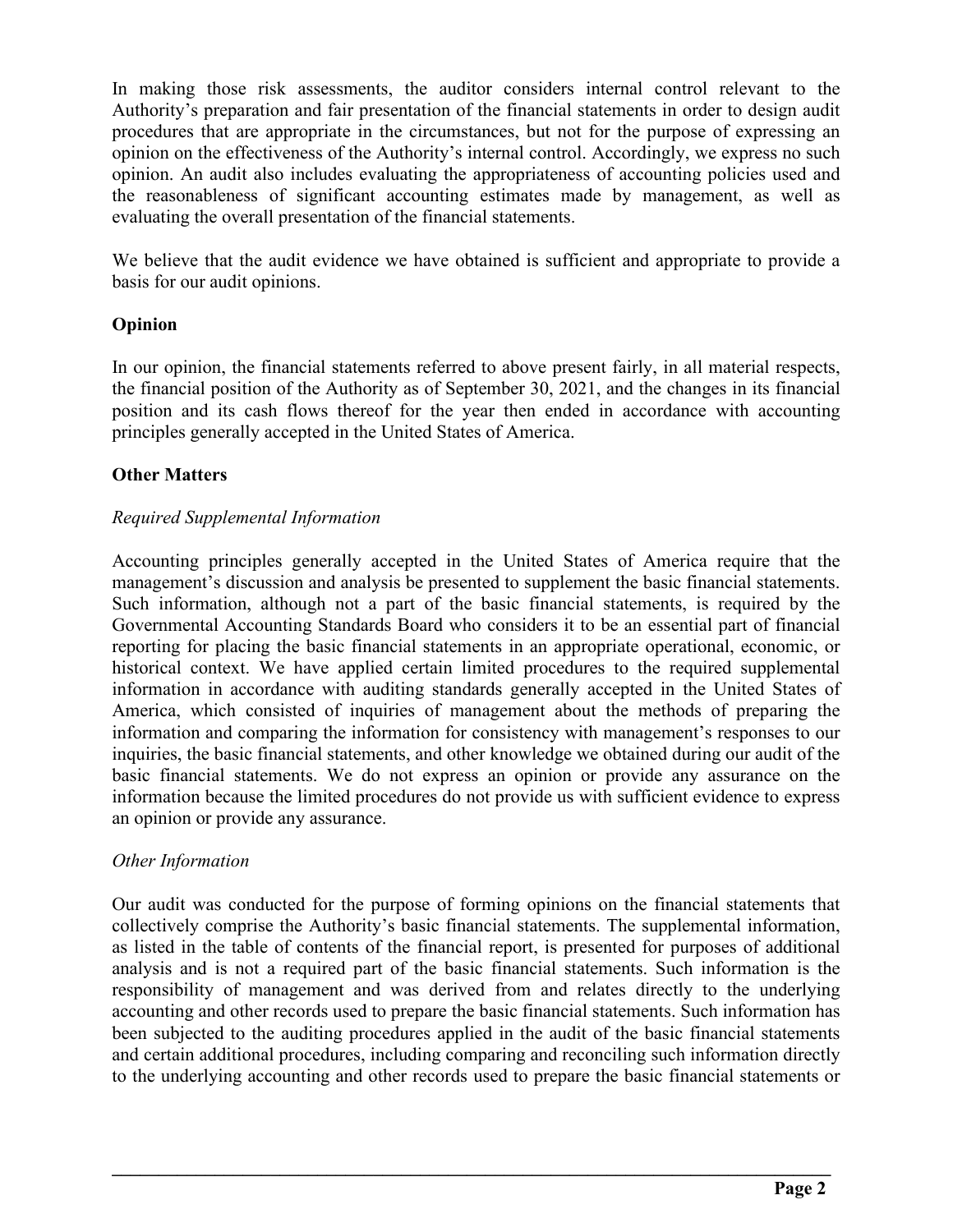In making those risk assessments, the auditor considers internal control relevant to the Authority's preparation and fair presentation of the financial statements in order to design audit procedures that are appropriate in the circumstances, but not for the purpose of expressing an opinion on the effectiveness of the Authority's internal control. Accordingly, we express no such opinion. An audit also includes evaluating the appropriateness of accounting policies used and the reasonableness of significant accounting estimates made by management, as well as evaluating the overall presentation of the financial statements.

We believe that the audit evidence we have obtained is sufficient and appropriate to provide a basis for our audit opinions.

**Opinion**

In our opinion, the financial statements referred to above present fairly, in all material respects, the financial position of the Authority as of September 30, 2021, and the changes in its financial position and its cash flows thereof for the year then ended in accordance with accounting principles generally accepted in the United States of America.

**Other Matters**

*Required Supplemental Information*

Accounting principles generally accepted in the United States of America require that the management's discussion and analysis be presented to supplement the basic financial statements. Such information, although not a part of the basic financial statements, is required by the Governmental Accounting Standards Board who considers it to be an essential part of financial reporting for placing the basic financial statements in an appropriate operational, economic, or historical context. We have applied certain limited procedures to the required supplemental information in accordance with auditing standards generally accepted in the United States of America, which consisted of inquiries of management about the methods of preparing the information and comparing the information for consistency with management's responses to our inquiries, the basic financial statements, and other knowledge we obtained during our audit of the basic financial statements. We do not express an opinion or provide any assurance on the information because the limited procedures do not provide us with sufficient evidence to express an opinion or provide any assurance.

*Other Information*

Our audit was conducted for the purpose of forming opinions on the financial statements that collectively comprise the Authority's basic financial statements. The supplemental information, as listed in the table of contents of the financial report, is presented for purposes of additional analysis and is not a required part of the basic financial statements. Such information is the responsibility of management and was derived from and relates directly to the underlying accounting and other records used to prepare the basic financial statements. Such information has been subjected to the auditing procedures applied in the audit of the basic financial statements and certain additional procedures, including comparing and reconciling such information directly to the underlying accounting and other records used to prepare the basic financial statements or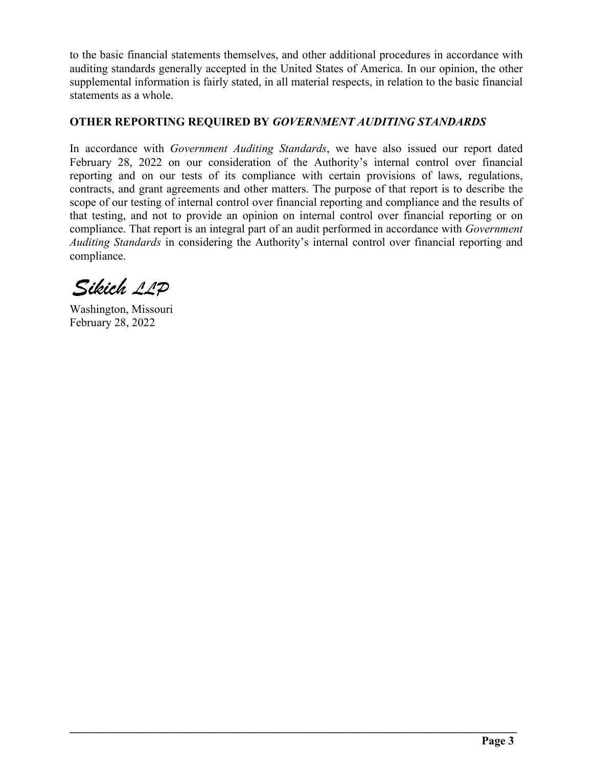to the basic financial statements themselves, and other additional procedures in accordance with auditing standards generally accepted in the United States of America. In our opinion, the other supplemental information is fairly stated, in all material respects, in relation to the basic financial statements as a whole.

## OTHER REPORTING REQUIRED BY *GOVERNMENT AUDITING STANDARDS*

In accordance with *Government Auditing Standards*, we have also issued our report dated February 28, 2022 on our consideration of the Authority's internal control over financial reporting and on our tests of its compliance with certain provisions of laws, regulations, contracts, and grant agreements and other matters. The purpose of that report is to describe the scope of our testing of internal control over financial reporting and compliance and the results of that testing, and not to provide an opinion on internal control over financial reporting or on compliance. That report is an integral part of an audit performed in accordance with *Government Auditing Standards* in considering the Authority's internal control over financial reporting and compliance.

*Sikich LLP*

Washington, Missouri
February 28, 2022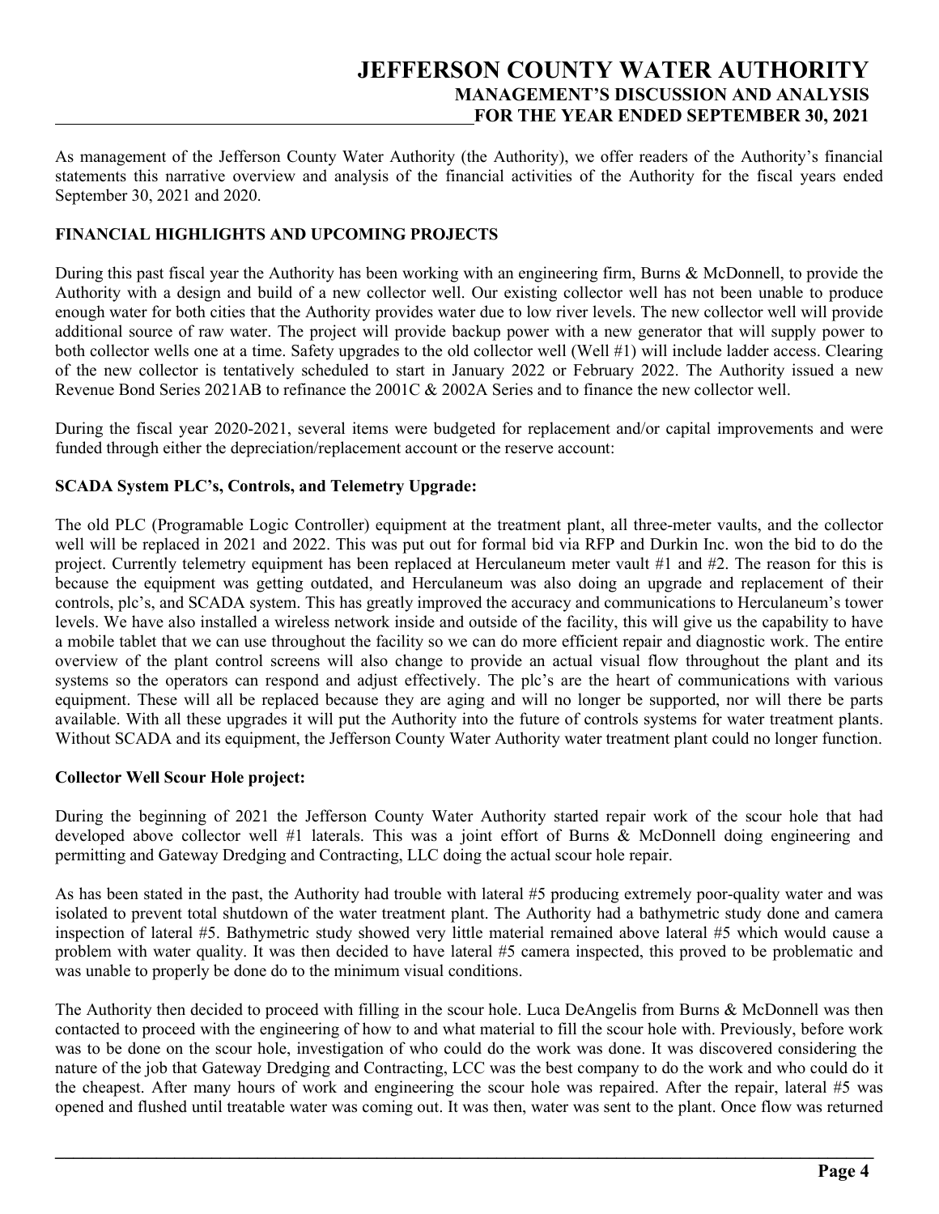# JEFFERSON COUNTY WATER AUTHORITY
## MANAGEMENT'S DISCUSSION AND ANALYSIS
## FOR THE YEAR ENDED SEPTEMBER 30, 2021

As management of the Jefferson County Water Authority (the Authority), we offer readers of the Authority's financial statements this narrative overview and analysis of the financial activities of the Authority for the fiscal years ended September 30, 2021 and 2020.

**FINANCIAL HIGHLIGHTS AND UPCOMING PROJECTS**

During this past fiscal year the Authority has been working with an engineering firm, Burns & McDonnell, to provide the Authority with a design and build of a new collector well. Our existing collector well has not been unable to produce enough water for both cities that the Authority provides water due to low river levels. The new collector well will provide additional source of raw water. The project will provide backup power with a new generator that will supply power to both collector wells one at a time. Safety upgrades to the old collector well (Well #1) will include ladder access. Clearing of the new collector is tentatively scheduled to start in January 2022 or February 2022. The Authority issued a new Revenue Bond Series 2021AB to refinance the 2001C & 2002A Series and to finance the new collector well.

During the fiscal year 2020-2021, several items were budgeted for replacement and/or capital improvements and were funded through either the depreciation/replacement account or the reserve account:

**SCADA System PLC's, Controls, and Telemetry Upgrade:**

The old PLC (Programable Logic Controller) equipment at the treatment plant, all three-meter vaults, and the collector well will be replaced in 2021 and 2022. This was put out for formal bid via RFP and Durkin Inc. won the bid to do the project. Currently telemetry equipment has been replaced at Herculaneum meter vault #1 and #2. The reason for this is because the equipment was getting outdated, and Herculaneum was also doing an upgrade and replacement of their controls, plc's, and SCADA system. This has greatly improved the accuracy and communications to Herculaneum's tower levels. We have also installed a wireless network inside and outside of the facility, this will give us the capability to have a mobile tablet that we can use throughout the facility so we can do more efficient repair and diagnostic work. The entire overview of the plant control screens will also change to provide an actual visual flow throughout the plant and its systems so the operators can respond and adjust effectively. The plc's are the heart of communications with various equipment. These will all be replaced because they are aging and will no longer be supported, nor will there be parts available. With all these upgrades it will put the Authority into the future of controls systems for water treatment plants. Without SCADA and its equipment, the Jefferson County Water Authority water treatment plant could no longer function.

**Collector Well Scour Hole project:**

During the beginning of 2021 the Jefferson County Water Authority started repair work of the scour hole that had developed above collector well #1 laterals. This was a joint effort of Burns & McDonnell doing engineering and permitting and Gateway Dredging and Contracting, LLC doing the actual scour hole repair.

As has been stated in the past, the Authority had trouble with lateral #5 producing extremely poor-quality water and was isolated to prevent total shutdown of the water treatment plant. The Authority had a bathymetric study done and camera inspection of lateral #5. Bathymetric study showed very little material remained above lateral #5 which would cause a problem with water quality. It was then decided to have lateral #5 camera inspected, this proved to be problematic and was unable to properly be done do to the minimum visual conditions.

The Authority then decided to proceed with filling in the scour hole. Luca DeAngelis from Burns & McDonnell was then contacted to proceed with the engineering of how to and what material to fill the scour hole with. Previously, before work was to be done on the scour hole, investigation of who could do the work was done. It was discovered considering the nature of the job that Gateway Dredging and Contracting, LCC was the best company to do the work and who could do it the cheapest. After many hours of work and engineering the scour hole was repaired. After the repair, lateral #5 was opened and flushed until treatable water was coming out. It was then, water was sent to the plant. Once flow was returned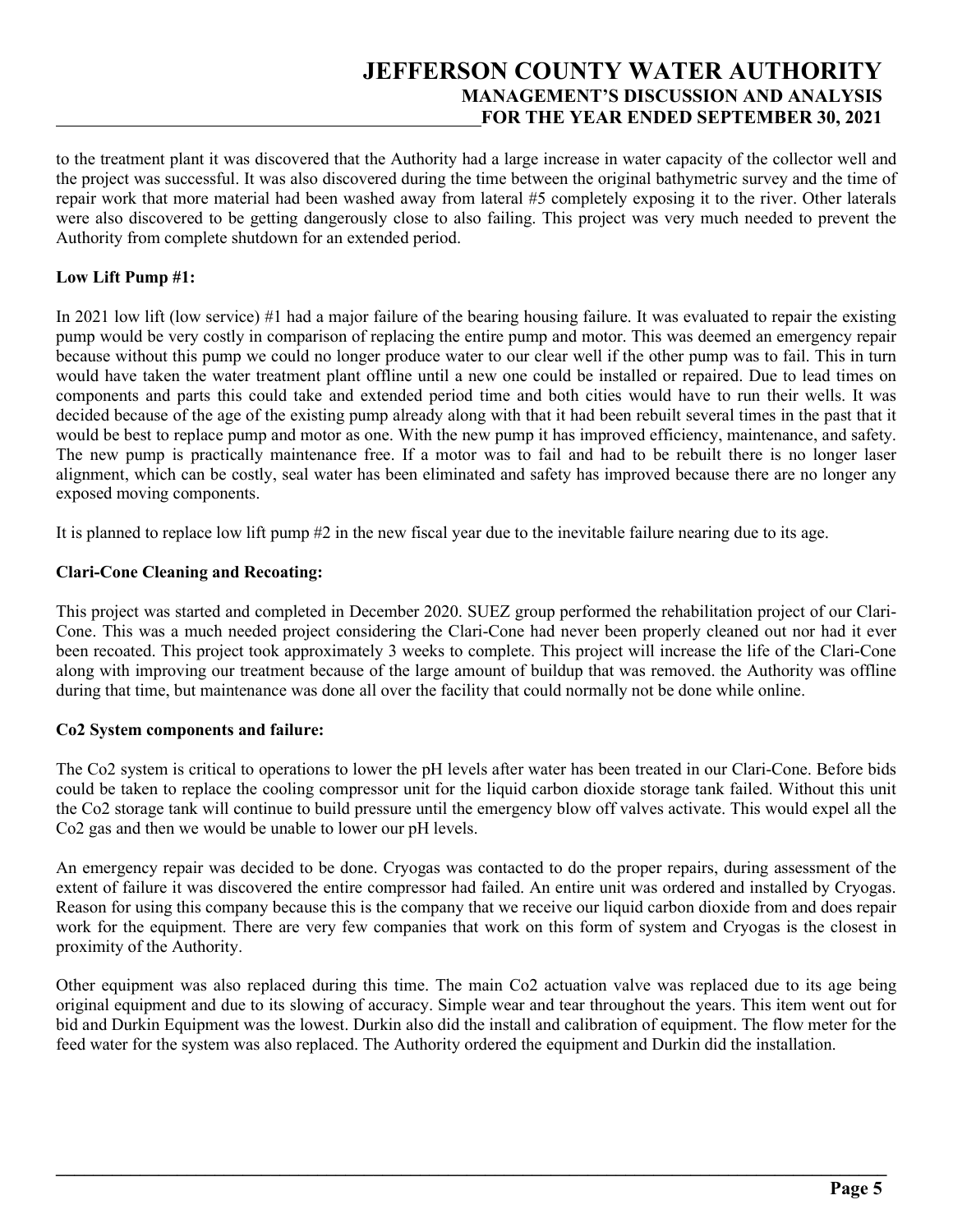to the treatment plant it was discovered that the Authority had a large increase in water capacity of the collector well and the project was successful. It was also discovered during the time between the original bathymetric survey and the time of repair work that more material had been washed away from lateral #5 completely exposing it to the river. Other laterals were also discovered to be getting dangerously close to also failing. This project was very much needed to prevent the Authority from complete shutdown for an extended period.

**Low Lift Pump #1:**

In 2021 low lift (low service) #1 had a major failure of the bearing housing failure. It was evaluated to repair the existing pump would be very costly in comparison of replacing the entire pump and motor. This was deemed an emergency repair because without this pump we could no longer produce water to our clear well if the other pump was to fail. This in turn would have taken the water treatment plant offline until a new one could be installed or repaired. Due to lead times on components and parts this could take and extended period time and both cities would have to run their wells. It was decided because of the age of the existing pump already along with that it had been rebuilt several times in the past that it would be best to replace pump and motor as one. With the new pump it has improved efficiency, maintenance, and safety. The new pump is practically maintenance free. If a motor was to fail and had to be rebuilt there is no longer laser alignment, which can be costly, seal water has been eliminated and safety has improved because there are no longer any exposed moving components.

It is planned to replace low lift pump #2 in the new fiscal year due to the inevitable failure nearing due to its age.

**Clari-Cone Cleaning and Recoating:**

This project was started and completed in December 2020. SUEZ group performed the rehabilitation project of our Clari-Cone. This was a much needed project considering the Clari-Cone had never been properly cleaned out nor had it ever been recoated. This project took approximately 3 weeks to complete. This project will increase the life of the Clari-Cone along with improving our treatment because of the large amount of buildup that was removed. the Authority was offline during that time, but maintenance was done all over the facility that could normally not be done while online.

**Co2 System components and failure:**

The Co2 system is critical to operations to lower the pH levels after water has been treated in our Clari-Cone. Before bids could be taken to replace the cooling compressor unit for the liquid carbon dioxide storage tank failed. Without this unit the Co2 storage tank will continue to build pressure until the emergency blow off valves activate. This would expel all the Co2 gas and then we would be unable to lower our pH levels.

An emergency repair was decided to be done. Cryogas was contacted to do the proper repairs, during assessment of the extent of failure it was discovered the entire compressor had failed. An entire unit was ordered and installed by Cryogas. Reason for using this company because this is the company that we receive our liquid carbon dioxide from and does repair work for the equipment. There are very few companies that work on this form of system and Cryogas is the closest in proximity of the Authority.

Other equipment was also replaced during this time. The main Co2 actuation valve was replaced due to its age being original equipment and due to its slowing of accuracy. Simple wear and tear throughout the years. This item went out for bid and Durkin Equipment was the lowest. Durkin also did the install and calibration of equipment. The flow meter for the feed water for the system was also replaced. The Authority ordered the equipment and Durkin did the installation.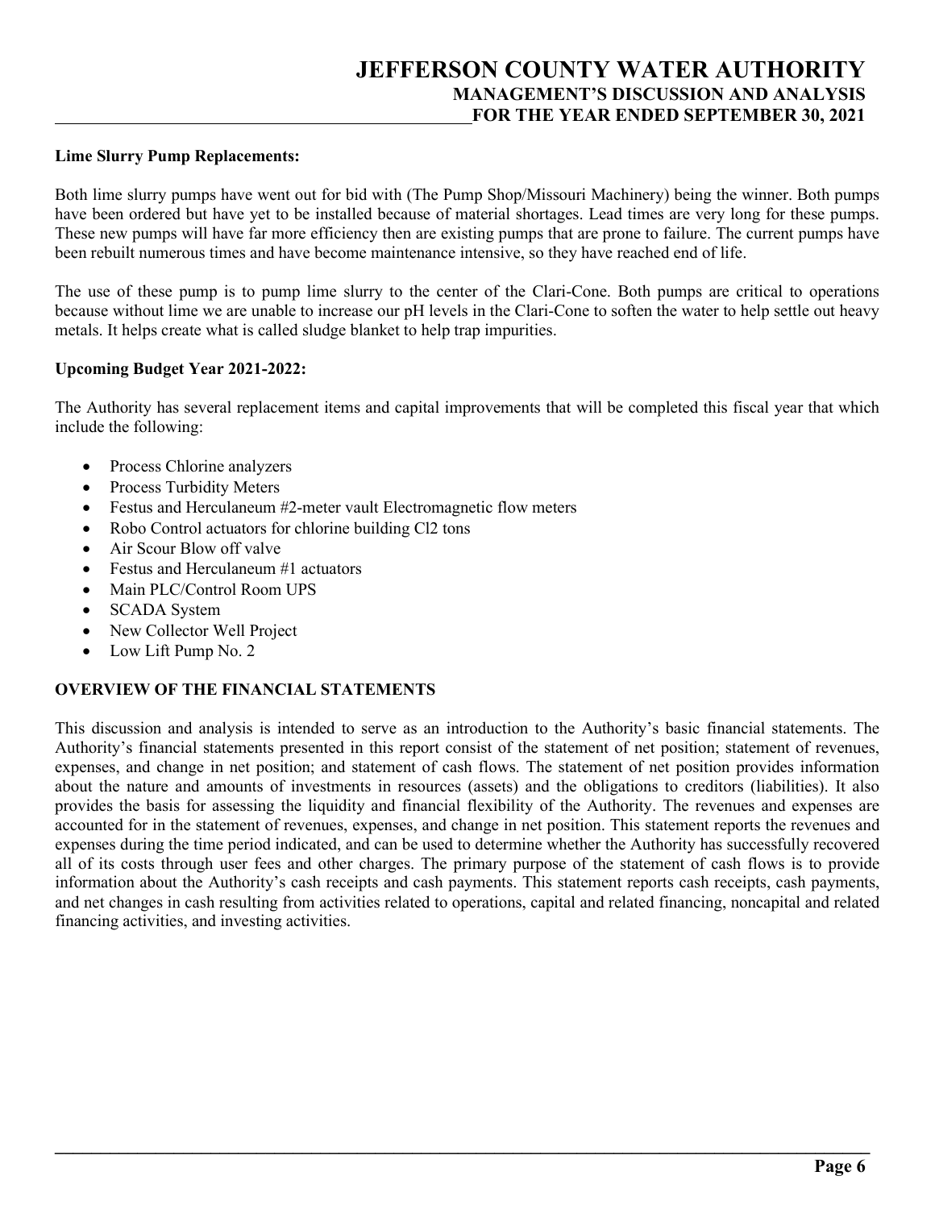**Lime Slurry Pump Replacements:**

Both lime slurry pumps have went out for bid with (The Pump Shop/Missouri Machinery) being the winner. Both pumps have been ordered but have yet to be installed because of material shortages. Lead times are very long for these pumps. These new pumps will have far more efficiency then are existing pumps that are prone to failure. The current pumps have been rebuilt numerous times and have become maintenance intensive, so they have reached end of life.

The use of these pump is to pump lime slurry to the center of the Clari-Cone. Both pumps are critical to operations because without lime we are unable to increase our pH levels in the Clari-Cone to soften the water to help settle out heavy metals. It helps create what is called sludge blanket to help trap impurities.

**Upcoming Budget Year 2021-2022:**

The Authority has several replacement items and capital improvements that will be completed this fiscal year that which include the following:

- Process Chlorine analyzers
- Process Turbidity Meters
- Festus and Herculaneum #2-meter vault Electromagnetic flow meters
- Robo Control actuators for chlorine building Cl2 tons
- Air Scour Blow off valve
- Festus and Herculaneum #1 actuators
- Main PLC/Control Room UPS
- SCADA System
- New Collector Well Project
- Low Lift Pump No. 2

## OVERVIEW OF THE FINANCIAL STATEMENTS

This discussion and analysis is intended to serve as an introduction to the Authority's basic financial statements. The Authority's financial statements presented in this report consist of the statement of net position; statement of revenues, expenses, and change in net position; and statement of cash flows. The statement of net position provides information about the nature and amounts of investments in resources (assets) and the obligations to creditors (liabilities). It also provides the basis for assessing the liquidity and financial flexibility of the Authority. The revenues and expenses are accounted for in the statement of revenues, expenses, and change in net position. This statement reports the revenues and expenses during the time period indicated, and can be used to determine whether the Authority has successfully recovered all of its costs through user fees and other charges. The primary purpose of the statement of cash flows is to provide information about the Authority's cash receipts and cash payments. This statement reports cash receipts, cash payments, and net changes in cash resulting from activities related to operations, capital and related financing, noncapital and related financing activities, and investing activities.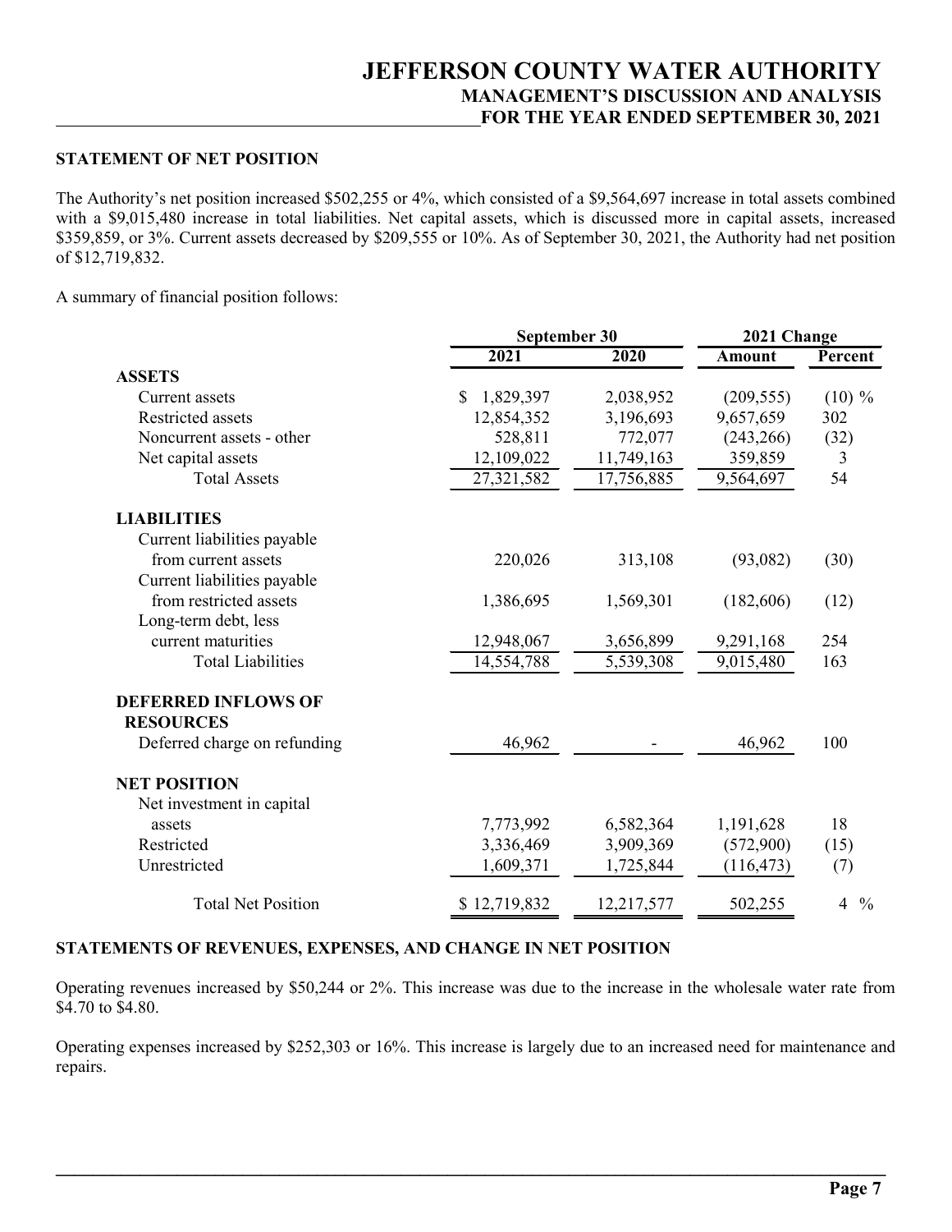## STATEMENT OF NET POSITION

The Authority's net position increased $502,255 or 4%, which consisted of a $9,564,697 increase in total assets combined with a $9,015,480 increase in total liabilities. Net capital assets, which is discussed more in capital assets, increased $359,859, or 3%. Current assets decreased by $209,555 or 10%. As of September 30, 2021, the Authority had net position of $12,719,832.

A summary of financial position follows:

| | September 30 | | 2021 Change | |
|---|---|---|---|---|
| | 2021 | 2020 | Amount | Percent |
| **ASSETS** | | | | |
| Current assets | $ 1,829,397 | 2,038,952 | (209,555) | (10) % |
| Restricted assets | 12,854,352 | 3,196,693 | 9,657,659 | 302 |
| Noncurrent assets - other | 528,811 | 772,077 | (243,266) | (32) |
| Net capital assets | 12,109,022 | 11,749,163 | 359,859 | 3 |
| Total Assets | 27,321,582 | 17,756,885 | 9,564,697 | 54 |
| **LIABILITIES** | | | | |
| Current liabilities payable from current assets | 220,026 | 313,108 | (93,082) | (30) |
| Current liabilities payable from restricted assets | 1,386,695 | 1,569,301 | (182,606) | (12) |
| Long-term debt, less current maturities | 12,948,067 | 3,656,899 | 9,291,168 | 254 |
| Total Liabilities | 14,554,788 | 5,539,308 | 9,015,480 | 163 |
| **DEFERRED INFLOWS OF RESOURCES** | | | | |
| Deferred charge on refunding | 46,962 | - | 46,962 | 100 |
| **NET POSITION** | | | | |
| Net investment in capital assets | 7,773,992 | 6,582,364 | 1,191,628 | 18 |
| Restricted | 3,336,469 | 3,909,369 | (572,900) | (15) |
| Unrestricted | 1,609,371 | 1,725,844 | (116,473) | (7) |
| Total Net Position | $ 12,719,832 | 12,217,577 | 502,255 | 4 % |

## STATEMENTS OF REVENUES, EXPENSES, AND CHANGE IN NET POSITION

Operating revenues increased by $50,244 or 2%. This increase was due to the increase in the wholesale water rate from $4.70 to $4.80.

Operating expenses increased by $252,303 or 16%. This increase is largely due to an increased need for maintenance and repairs.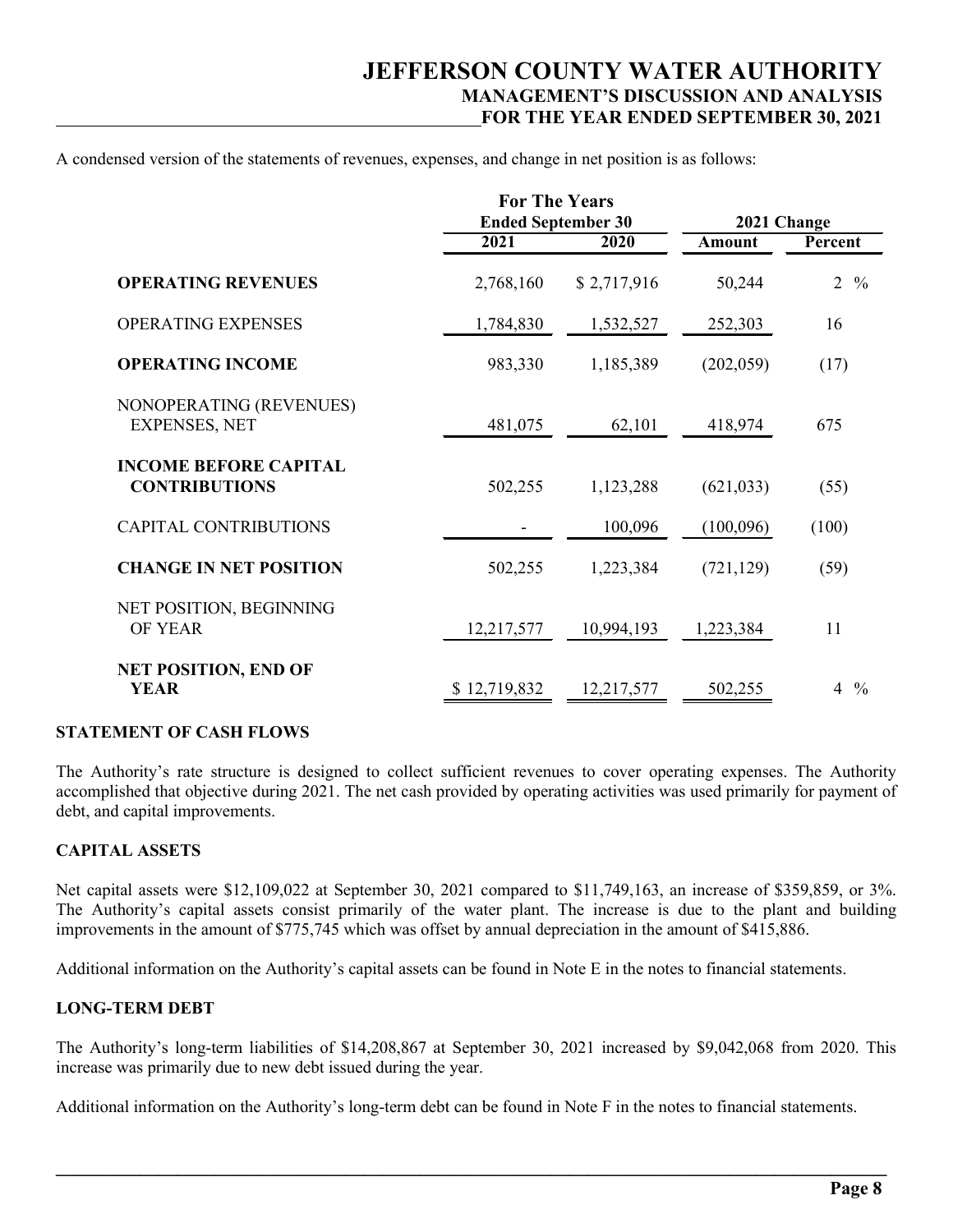A condensed version of the statements of revenues, expenses, and change in net position is as follows:

| | For The Years Ended September 30 | | 2021 Change | |
|---|---|---|---|---|
| | 2021 | 2020 | Amount | Percent |
| **OPERATING REVENUES** | 2,768,160 | $ 2,717,916 | 50,244 | 2 % |
| OPERATING EXPENSES | 1,784,830 | 1,532,527 | 252,303 | 16 |
| **OPERATING INCOME** | 983,330 | 1,185,389 | (202,059) | (17) |
| NONOPERATING (REVENUES) EXPENSES, NET | 481,075 | 62,101 | 418,974 | 675 |
| **INCOME BEFORE CAPITAL CONTRIBUTIONS** | 502,255 | 1,123,288 | (621,033) | (55) |
| CAPITAL CONTRIBUTIONS | - | 100,096 | (100,096) | (100) |
| **CHANGE IN NET POSITION** | 502,255 | 1,223,384 | (721,129) | (59) |
| NET POSITION, BEGINNING OF YEAR | 12,217,577 | 10,994,193 | 1,223,384 | 11 |
| **NET POSITION, END OF YEAR** | $ 12,719,832 | 12,217,577 | 502,255 | 4 % |

## STATEMENT OF CASH FLOWS

The Authority's rate structure is designed to collect sufficient revenues to cover operating expenses. The Authority accomplished that objective during 2021. The net cash provided by operating activities was used primarily for payment of debt, and capital improvements.

## CAPITAL ASSETS

Net capital assets were $12,109,022 at September 30, 2021 compared to $11,749,163, an increase of $359,859, or 3%. The Authority's capital assets consist primarily of the water plant. The increase is due to the plant and building improvements in the amount of $775,745 which was offset by annual depreciation in the amount of $415,886.

Additional information on the Authority's capital assets can be found in Note E in the notes to financial statements.

## LONG-TERM DEBT

The Authority's long-term liabilities of $14,208,867 at September 30, 2021 increased by $9,042,068 from 2020. This increase was primarily due to new debt issued during the year.

Additional information on the Authority's long-term debt can be found in Note F in the notes to financial statements.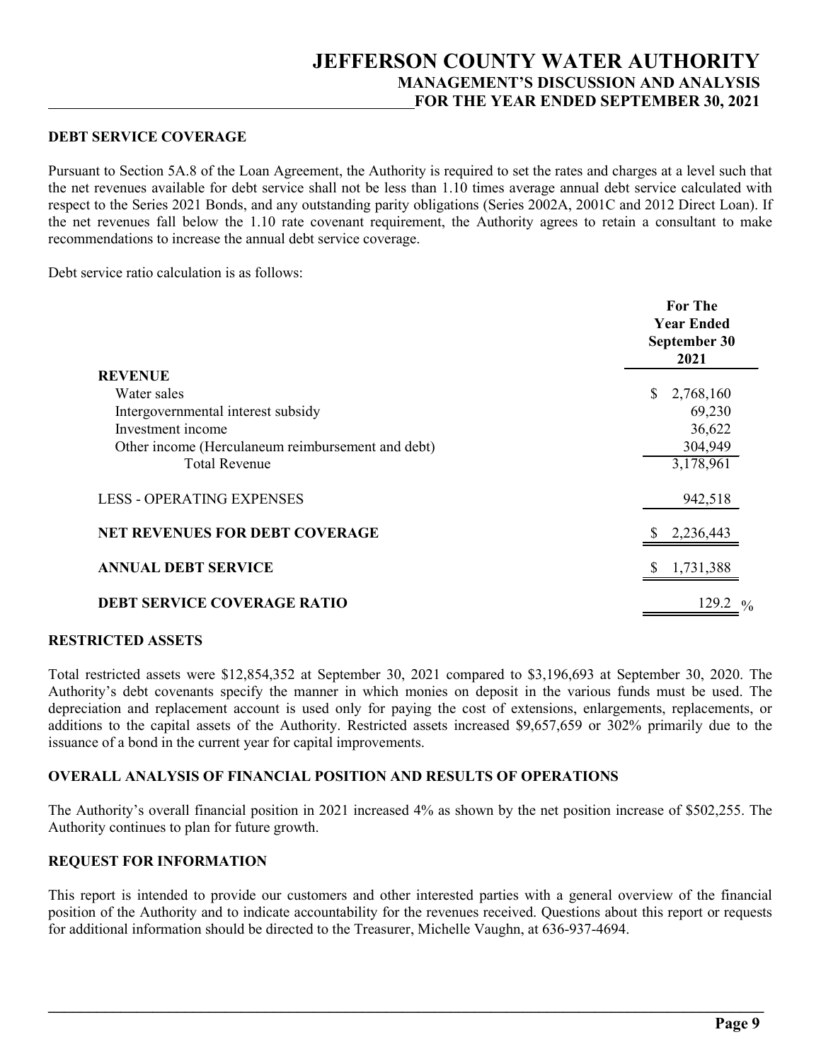## DEBT SERVICE COVERAGE

Pursuant to Section 5A.8 of the Loan Agreement, the Authority is required to set the rates and charges at a level such that the net revenues available for debt service shall not be less than 1.10 times average annual debt service calculated with respect to the Series 2021 Bonds, and any outstanding parity obligations (Series 2002A, 2001C and 2012 Direct Loan). If the net revenues fall below the 1.10 rate covenant requirement, the Authority agrees to retain a consultant to make recommendations to increase the annual debt service coverage.

Debt service ratio calculation is as follows:

| | For The Year Ended September 30 2021 |
|---|---|
| **REVENUE** | |
| Water sales | $ 2,768,160 |
| Intergovernmental interest subsidy | 69,230 |
| Investment income | 36,622 |
| Other income (Herculaneum reimbursement and debt) | 304,949 |
| Total Revenue | 3,178,961 |
| LESS - OPERATING EXPENSES | 942,518 |
| **NET REVENUES FOR DEBT COVERAGE** | $ 2,236,443 |
| **ANNUAL DEBT SERVICE** | $ 1,731,388 |
| **DEBT SERVICE COVERAGE RATIO** | 129.2 % |

## RESTRICTED ASSETS

Total restricted assets were $12,854,352 at September 30, 2021 compared to $3,196,693 at September 30, 2020. The Authority's debt covenants specify the manner in which monies on deposit in the various funds must be used. The depreciation and replacement account is used only for paying the cost of extensions, enlargements, replacements, or additions to the capital assets of the Authority. Restricted assets increased $9,657,659 or 302% primarily due to the issuance of a bond in the current year for capital improvements.

## OVERALL ANALYSIS OF FINANCIAL POSITION AND RESULTS OF OPERATIONS

The Authority's overall financial position in 2021 increased 4% as shown by the net position increase of $502,255. The Authority continues to plan for future growth.

## REQUEST FOR INFORMATION

This report is intended to provide our customers and other interested parties with a general overview of the financial position of the Authority and to indicate accountability for the revenues received. Questions about this report or requests for additional information should be directed to the Treasurer, Michelle Vaughn, at 636-937-4694.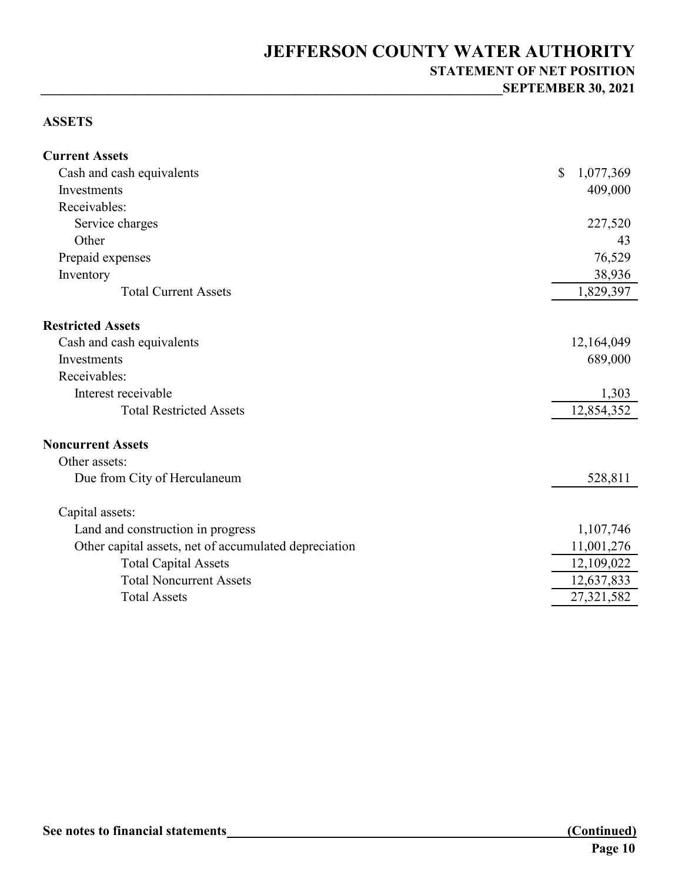# JEFFERSON COUNTY WATER AUTHORITY

## STATEMENT OF NET POSITION

### SEPTEMBER 30, 2021

**ASSETS**

| | |
|---|---|
| **Current Assets** | |
| Cash and cash equivalents | $ 1,077,369 |
| Investments | 409,000 |
| Receivables: | |
| Service charges | 227,520 |
| Other | 43 |
| Prepaid expenses | 76,529 |
| Inventory | 38,936 |
| Total Current Assets | 1,829,397 |
| **Restricted Assets** | |
| Cash and cash equivalents | 12,164,049 |
| Investments | 689,000 |
| Receivables: | |
| Interest receivable | 1,303 |
| Total Restricted Assets | 12,854,352 |
| **Noncurrent Assets** | |
| Other assets: | |
| Due from City of Herculaneum | 528,811 |
| Capital assets: | |
| Land and construction in progress | 1,107,746 |
| Other capital assets, net of accumulated depreciation | 11,001,276 |
| Total Capital Assets | 12,109,022 |
| Total Noncurrent Assets | 12,637,833 |
| Total Assets | 27,321,582 |

**See notes to financial statements** **(Continued)**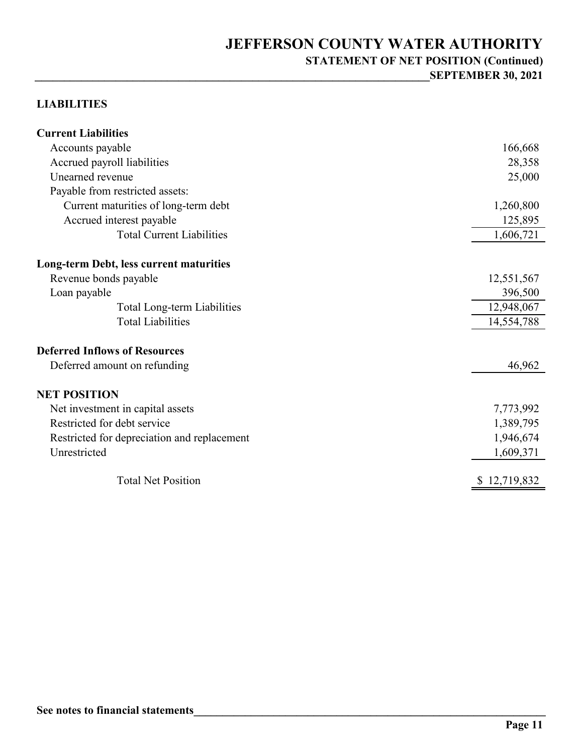# JEFFERSON COUNTY WATER AUTHORITY

## STATEMENT OF NET POSITION (Continued)

### SEPTEMBER 30, 2021

**LIABILITIES**

| | |
|---|---|
| **Current Liabilities** | |
| Accounts payable | 166,668 |
| Accrued payroll liabilities | 28,358 |
| Unearned revenue | 25,000 |
| Payable from restricted assets: | |
| Current maturities of long-term debt | 1,260,800 |
| Accrued interest payable | 125,895 |
| Total Current Liabilities | 1,606,721 |
| **Long-term Debt, less current maturities** | |
| Revenue bonds payable | 12,551,567 |
| Loan payable | 396,500 |
| Total Long-term Liabilities | 12,948,067 |
| Total Liabilities | 14,554,788 |
| **Deferred Inflows of Resources** | |
| Deferred amount on refunding | 46,962 |
| **NET POSITION** | |
| Net investment in capital assets | 7,773,992 |
| Restricted for debt service | 1,389,795 |
| Restricted for depreciation and replacement | 1,946,674 |
| Unrestricted | 1,609,371 |
| Total Net Position | $ 12,719,832 |

**See notes to financial statements**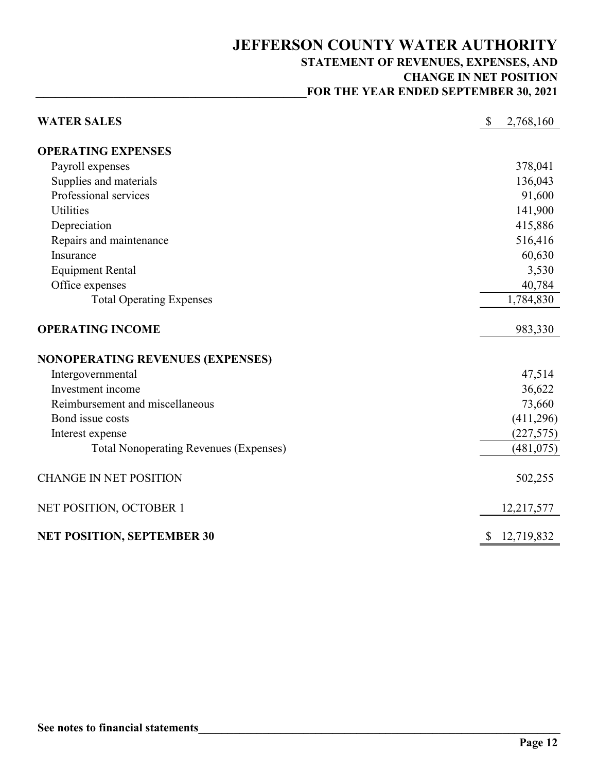# JEFFERSON COUNTY WATER AUTHORITY

## STATEMENT OF REVENUES, EXPENSES, AND CHANGE IN NET POSITION

### FOR THE YEAR ENDED SEPTEMBER 30, 2021

| | |
|---|---|
| **WATER SALES** | $ 2,768,160 |
| **OPERATING EXPENSES** | |
| Payroll expenses | 378,041 |
| Supplies and materials | 136,043 |
| Professional services | 91,600 |
| Utilities | 141,900 |
| Depreciation | 415,886 |
| Repairs and maintenance | 516,416 |
| Insurance | 60,630 |
| Equipment Rental | 3,530 |
| Office expenses | 40,784 |
| Total Operating Expenses | 1,784,830 |
| **OPERATING INCOME** | 983,330 |
| **NONOPERATING REVENUES (EXPENSES)** | |
| Intergovernmental | 47,514 |
| Investment income | 36,622 |
| Reimbursement and miscellaneous | 73,660 |
| Bond issue costs | (411,296) |
| Interest expense | (227,575) |
| Total Nonoperating Revenues (Expenses) | (481,075) |
| CHANGE IN NET POSITION | 502,255 |
| NET POSITION, OCTOBER 1 | 12,217,577 |
| **NET POSITION, SEPTEMBER 30** | $ 12,719,832 |

**See notes to financial statements**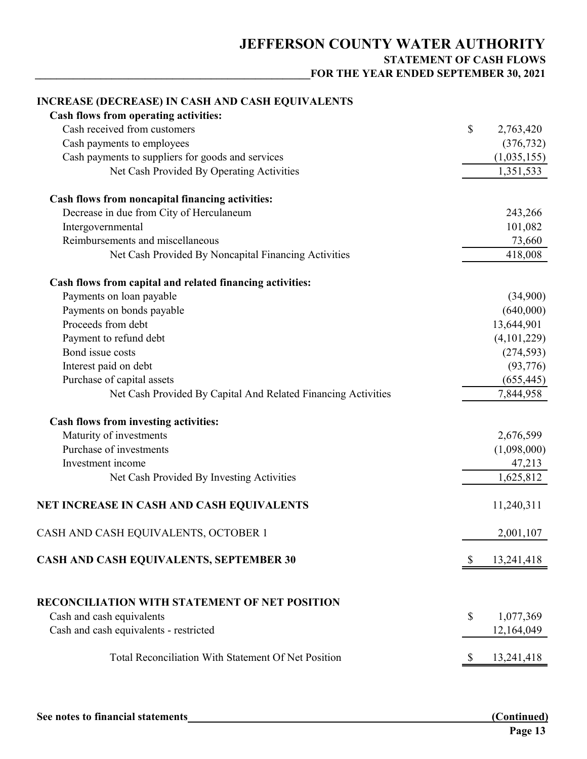# JEFFERSON COUNTY WATER AUTHORITY

## STATEMENT OF CASH FLOWS

### FOR THE YEAR ENDED SEPTEMBER 30, 2021

| | |
|---|---|
| **INCREASE (DECREASE) IN CASH AND CASH EQUIVALENTS** | |
| **Cash flows from operating activities:** | |
| Cash received from customers | $ 2,763,420 |
| Cash payments to employees | (376,732) |
| Cash payments to suppliers for goods and services | (1,035,155) |
| Net Cash Provided By Operating Activities | 1,351,533 |
| | |
| **Cash flows from noncapital financing activities:** | |
| Decrease in due from City of Herculaneum | 243,266 |
| Intergovernmental | 101,082 |
| Reimbursements and miscellaneous | 73,660 |
| Net Cash Provided By Noncapital Financing Activities | 418,008 |
| | |
| **Cash flows from capital and related financing activities:** | |
| Payments on loan payable | (34,900) |
| Payments on bonds payable | (640,000) |
| Proceeds from debt | 13,644,901 |
| Payment to refund debt | (4,101,229) |
| Bond issue costs | (274,593) |
| Interest paid on debt | (93,776) |
| Purchase of capital assets | (655,445) |
| Net Cash Provided By Capital And Related Financing Activities | 7,844,958 |
| | |
| **Cash flows from investing activities:** | |
| Maturity of investments | 2,676,599 |
| Purchase of investments | (1,098,000) |
| Investment income | 47,213 |
| Net Cash Provided By Investing Activities | 1,625,812 |
| | |
| **NET INCREASE IN CASH AND CASH EQUIVALENTS** | 11,240,311 |
| | |
| CASH AND CASH EQUIVALENTS, OCTOBER 1 | 2,001,107 |
| | |
| **CASH AND CASH EQUIVALENTS, SEPTEMBER 30** | $ 13,241,418 |
| | |
| **RECONCILIATION WITH STATEMENT OF NET POSITION** | |
| Cash and cash equivalents | $ 1,077,369 |
| Cash and cash equivalents - restricted | 12,164,049 |
| | |
| Total Reconciliation With Statement Of Net Position | $ 13,241,418 |

**See notes to financial statements** **(Continued)**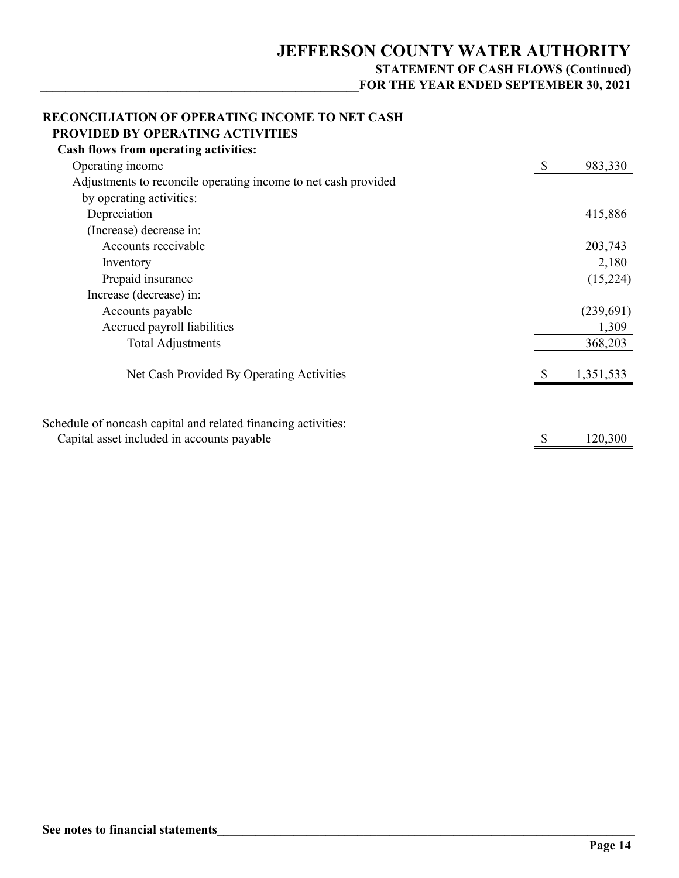# JEFFERSON COUNTY WATER AUTHORITY

## STATEMENT OF CASH FLOWS (Continued)

### FOR THE YEAR ENDED SEPTEMBER 30, 2021

**RECONCILIATION OF OPERATING INCOME TO NET CASH PROVIDED BY OPERATING ACTIVITIES**

| | |
|---|---|
| **Cash flows from operating activities:** | |
| Operating income | $ 983,330 |
| Adjustments to reconcile operating income to net cash provided by operating activities: | |
| Depreciation | 415,886 |
| (Increase) decrease in: | |
| Accounts receivable | 203,743 |
| Inventory | 2,180 |
| Prepaid insurance | (15,224) |
| Increase (decrease) in: | |
| Accounts payable | (239,691) |
| Accrued payroll liabilities | 1,309 |
| Total Adjustments | 368,203 |
| Net Cash Provided By Operating Activities | $ 1,351,533 |

| | |
|---|---|
| Schedule of noncash capital and related financing activities: | |
| Capital asset included in accounts payable | $ 120,300 |

**See notes to financial statements**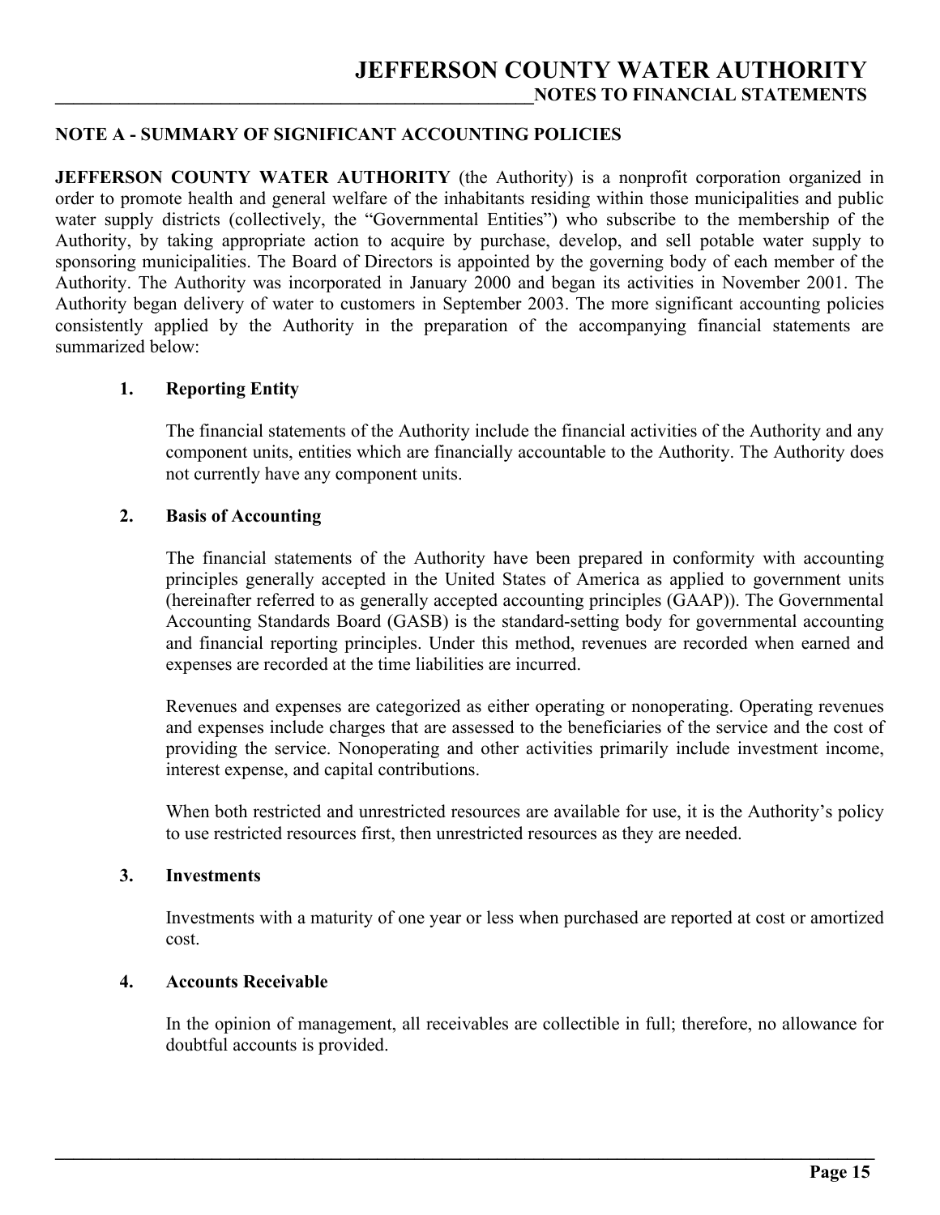## NOTE A - SUMMARY OF SIGNIFICANT ACCOUNTING POLICIES

**JEFFERSON COUNTY WATER AUTHORITY** (the Authority) is a nonprofit corporation organized in order to promote health and general welfare of the inhabitants residing within those municipalities and public water supply districts (collectively, the "Governmental Entities") who subscribe to the membership of the Authority, by taking appropriate action to acquire by purchase, develop, and sell potable water supply to sponsoring municipalities. The Board of Directors is appointed by the governing body of each member of the Authority. The Authority was incorporated in January 2000 and began its activities in November 2001. The Authority began delivery of water to customers in September 2003. The more significant accounting policies consistently applied by the Authority in the preparation of the accompanying financial statements are summarized below:

### 1. Reporting Entity

The financial statements of the Authority include the financial activities of the Authority and any component units, entities which are financially accountable to the Authority. The Authority does not currently have any component units.

### 2. Basis of Accounting

The financial statements of the Authority have been prepared in conformity with accounting principles generally accepted in the United States of America as applied to government units (hereinafter referred to as generally accepted accounting principles (GAAP)). The Governmental Accounting Standards Board (GASB) is the standard-setting body for governmental accounting and financial reporting principles. Under this method, revenues are recorded when earned and expenses are recorded at the time liabilities are incurred.

Revenues and expenses are categorized as either operating or nonoperating. Operating revenues and expenses include charges that are assessed to the beneficiaries of the service and the cost of providing the service. Nonoperating and other activities primarily include investment income, interest expense, and capital contributions.

When both restricted and unrestricted resources are available for use, it is the Authority's policy to use restricted resources first, then unrestricted resources as they are needed.

### 3. Investments

Investments with a maturity of one year or less when purchased are reported at cost or amortized cost.

### 4. Accounts Receivable

In the opinion of management, all receivables are collectible in full; therefore, no allowance for doubtful accounts is provided.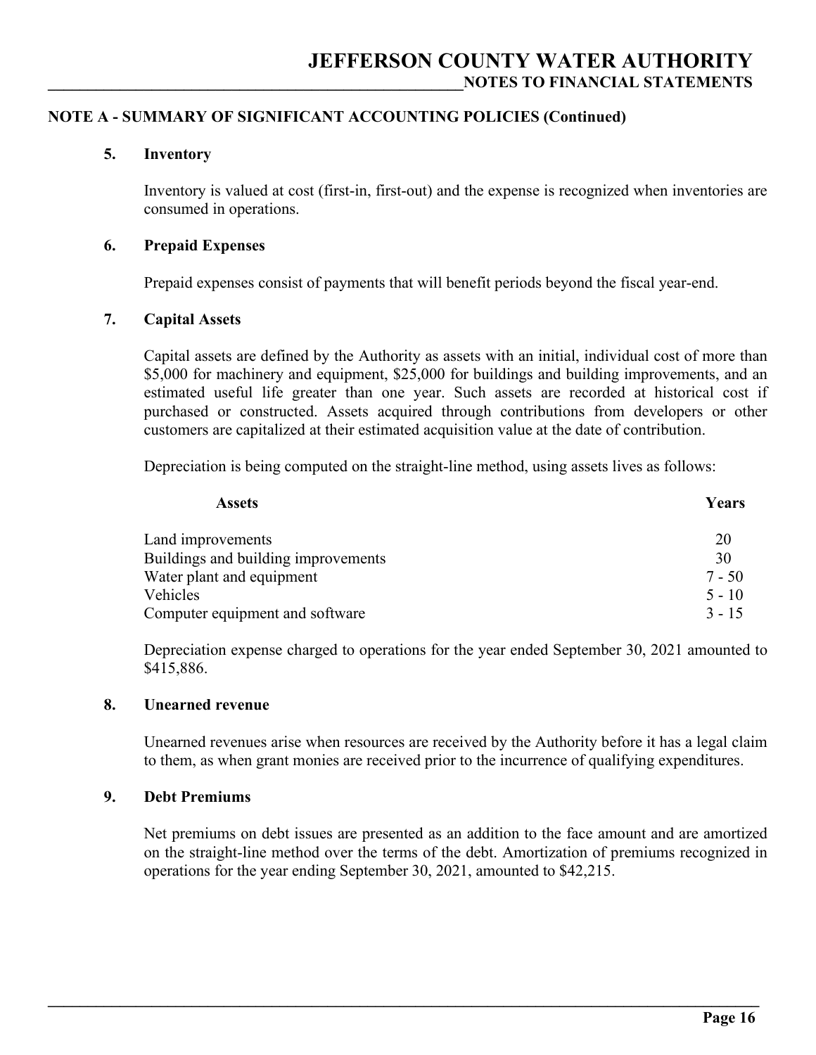## NOTE A - SUMMARY OF SIGNIFICANT ACCOUNTING POLICIES (Continued)

### 5. Inventory

Inventory is valued at cost (first-in, first-out) and the expense is recognized when inventories are consumed in operations.

### 6. Prepaid Expenses

Prepaid expenses consist of payments that will benefit periods beyond the fiscal year-end.

### 7. Capital Assets

Capital assets are defined by the Authority as assets with an initial, individual cost of more than $5,000 for machinery and equipment, $25,000 for buildings and building improvements, and an estimated useful life greater than one year. Such assets are recorded at historical cost if purchased or constructed. Assets acquired through contributions from developers or other customers are capitalized at their estimated acquisition value at the date of contribution.

Depreciation is being computed on the straight-line method, using assets lives as follows:

| Assets | Years |
|---|---|
| Land improvements | 20 |
| Buildings and building improvements | 30 |
| Water plant and equipment | 7 - 50 |
| Vehicles | 5 - 10 |
| Computer equipment and software | 3 - 15 |

Depreciation expense charged to operations for the year ended September 30, 2021 amounted to $415,886.

### 8. Unearned revenue

Unearned revenues arise when resources are received by the Authority before it has a legal claim to them, as when grant monies are received prior to the incurrence of qualifying expenditures.

### 9. Debt Premiums

Net premiums on debt issues are presented as an addition to the face amount and are amortized on the straight-line method over the terms of the debt. Amortization of premiums recognized in operations for the year ending September 30, 2021, amounted to $42,215.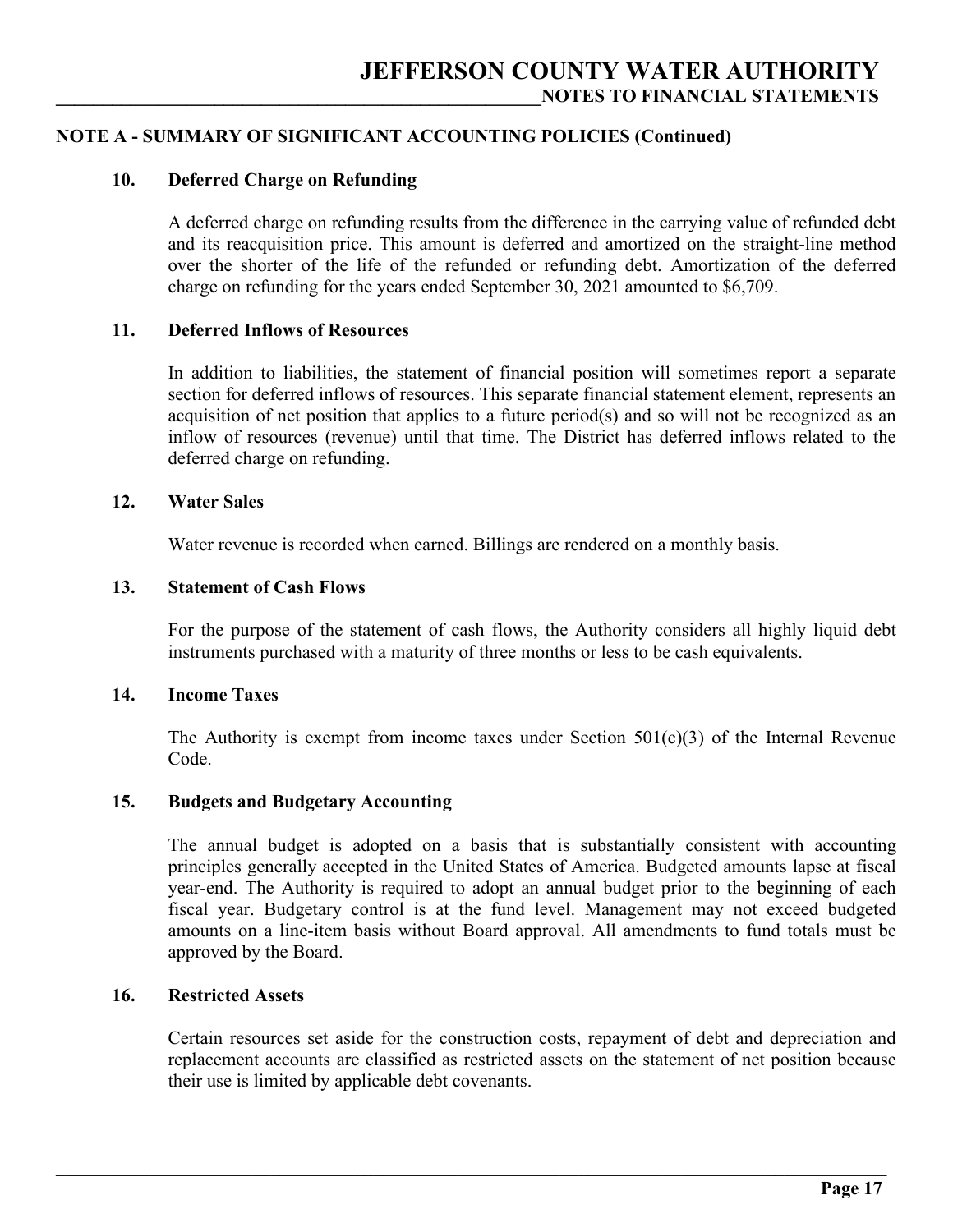## NOTE A - SUMMARY OF SIGNIFICANT ACCOUNTING POLICIES (Continued)

### 10. Deferred Charge on Refunding

A deferred charge on refunding results from the difference in the carrying value of refunded debt and its reacquisition price. This amount is deferred and amortized on the straight-line method over the shorter of the life of the refunded or refunding debt. Amortization of the deferred charge on refunding for the years ended September 30, 2021 amounted to $6,709.

### 11. Deferred Inflows of Resources

In addition to liabilities, the statement of financial position will sometimes report a separate section for deferred inflows of resources. This separate financial statement element, represents an acquisition of net position that applies to a future period(s) and so will not be recognized as an inflow of resources (revenue) until that time. The District has deferred inflows related to the deferred charge on refunding.

### 12. Water Sales

Water revenue is recorded when earned. Billings are rendered on a monthly basis.

### 13. Statement of Cash Flows

For the purpose of the statement of cash flows, the Authority considers all highly liquid debt instruments purchased with a maturity of three months or less to be cash equivalents.

### 14. Income Taxes

The Authority is exempt from income taxes under Section 501(c)(3) of the Internal Revenue Code.

### 15. Budgets and Budgetary Accounting

The annual budget is adopted on a basis that is substantially consistent with accounting principles generally accepted in the United States of America. Budgeted amounts lapse at fiscal year-end. The Authority is required to adopt an annual budget prior to the beginning of each fiscal year. Budgetary control is at the fund level. Management may not exceed budgeted amounts on a line-item basis without Board approval. All amendments to fund totals must be approved by the Board.

### 16. Restricted Assets

Certain resources set aside for the construction costs, repayment of debt and depreciation and replacement accounts are classified as restricted assets on the statement of net position because their use is limited by applicable debt covenants.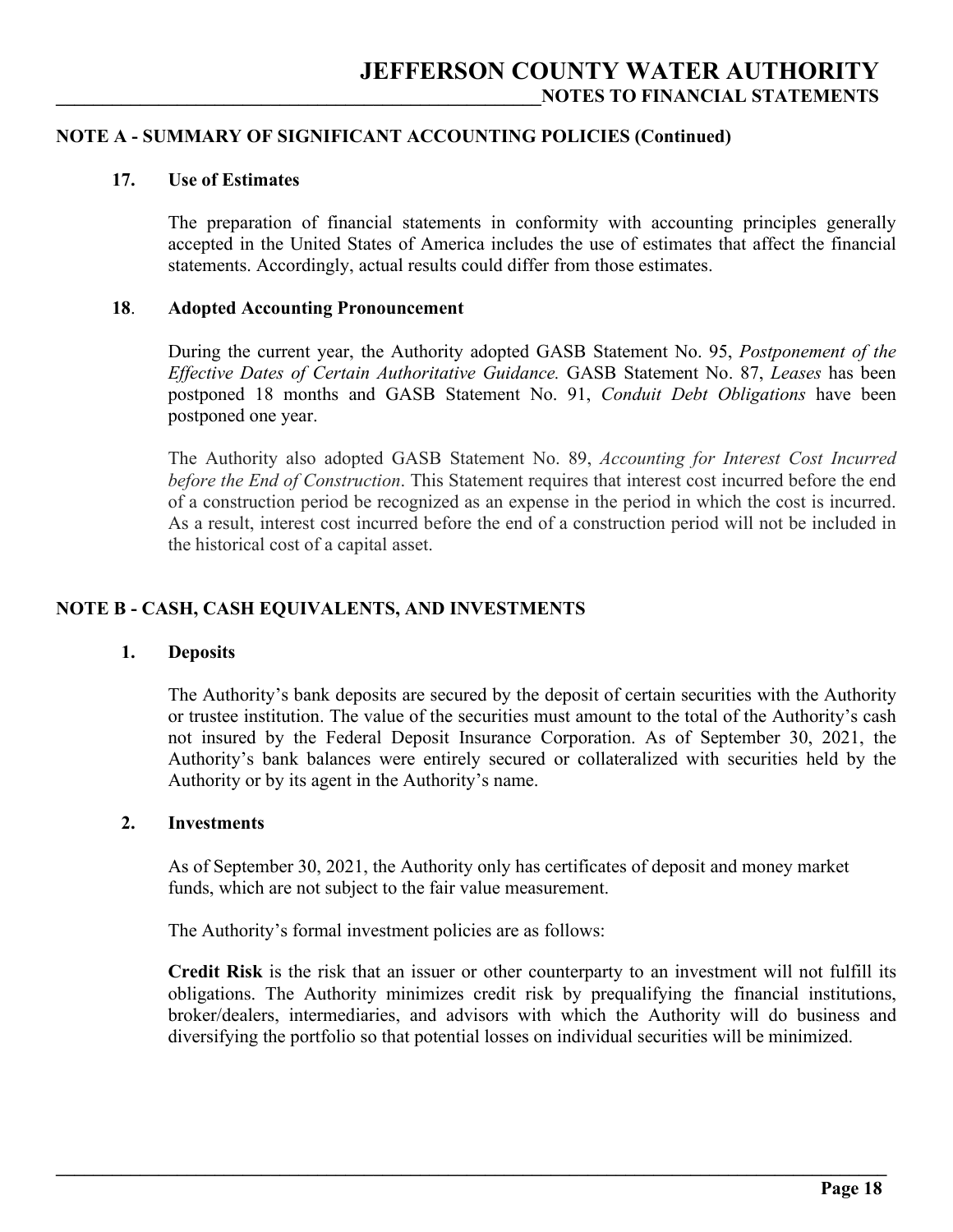## NOTE A - SUMMARY OF SIGNIFICANT ACCOUNTING POLICIES (Continued)

### 17. Use of Estimates

The preparation of financial statements in conformity with accounting principles generally accepted in the United States of America includes the use of estimates that affect the financial statements. Accordingly, actual results could differ from those estimates.

### 18. Adopted Accounting Pronouncement

During the current year, the Authority adopted GASB Statement No. 95, *Postponement of the Effective Dates of Certain Authoritative Guidance.* GASB Statement No. 87, *Leases* has been postponed 18 months and GASB Statement No. 91, *Conduit Debt Obligations* have been postponed one year.

The Authority also adopted GASB Statement No. 89, *Accounting for Interest Cost Incurred before the End of Construction*. This Statement requires that interest cost incurred before the end of a construction period be recognized as an expense in the period in which the cost is incurred. As a result, interest cost incurred before the end of a construction period will not be included in the historical cost of a capital asset.

## NOTE B - CASH, CASH EQUIVALENTS, AND INVESTMENTS

### 1. Deposits

The Authority's bank deposits are secured by the deposit of certain securities with the Authority or trustee institution. The value of the securities must amount to the total of the Authority's cash not insured by the Federal Deposit Insurance Corporation. As of September 30, 2021, the Authority's bank balances were entirely secured or collateralized with securities held by the Authority or by its agent in the Authority's name.

### 2. Investments

As of September 30, 2021, the Authority only has certificates of deposit and money market funds, which are not subject to the fair value measurement.

The Authority's formal investment policies are as follows:

**Credit Risk** is the risk that an issuer or other counterparty to an investment will not fulfill its obligations. The Authority minimizes credit risk by prequalifying the financial institutions, broker/dealers, intermediaries, and advisors with which the Authority will do business and diversifying the portfolio so that potential losses on individual securities will be minimized.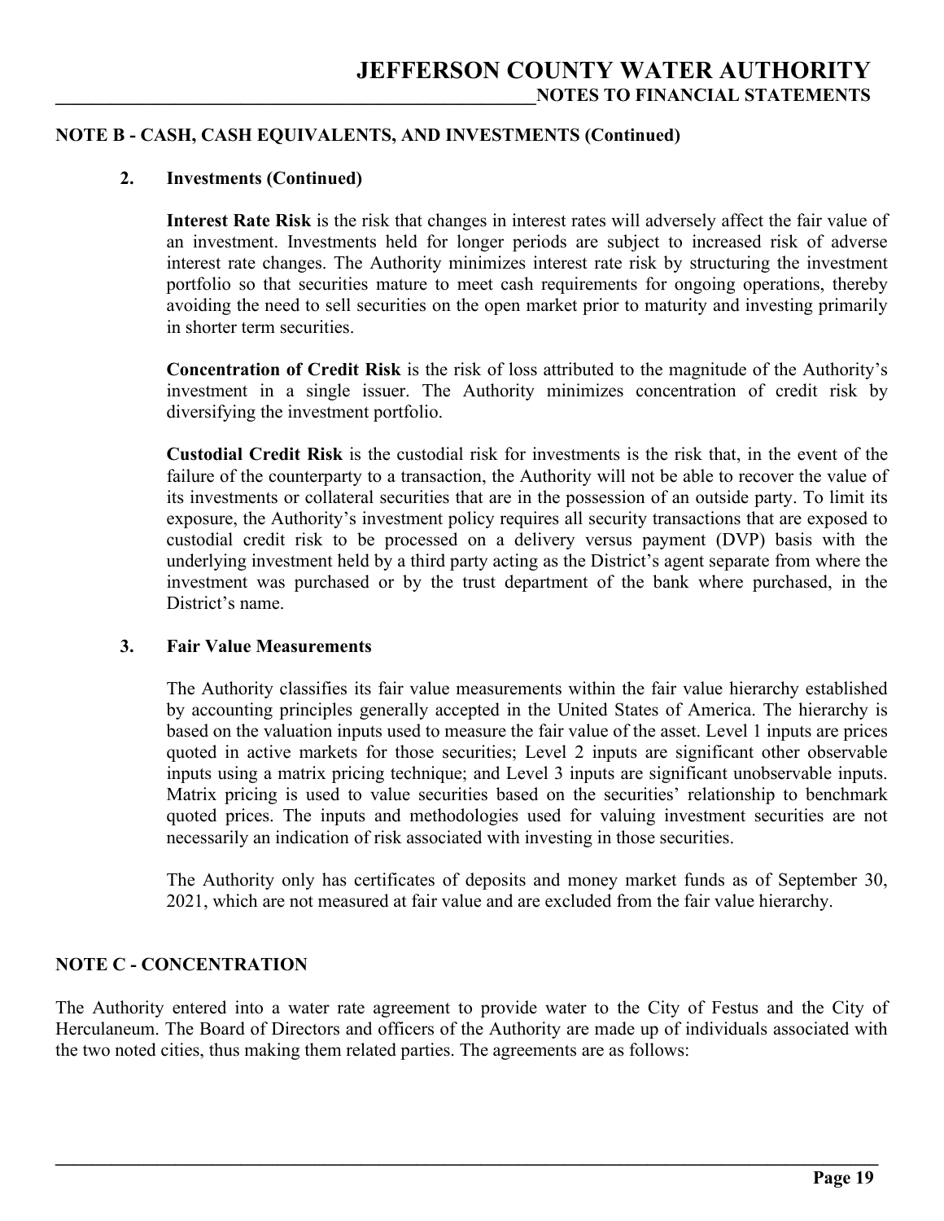## NOTE B - CASH, CASH EQUIVALENTS, AND INVESTMENTS (Continued)

### 2. Investments (Continued)

**Interest Rate Risk** is the risk that changes in interest rates will adversely affect the fair value of an investment. Investments held for longer periods are subject to increased risk of adverse interest rate changes. The Authority minimizes interest rate risk by structuring the investment portfolio so that securities mature to meet cash requirements for ongoing operations, thereby avoiding the need to sell securities on the open market prior to maturity and investing primarily in shorter term securities.

**Concentration of Credit Risk** is the risk of loss attributed to the magnitude of the Authority's investment in a single issuer. The Authority minimizes concentration of credit risk by diversifying the investment portfolio.

**Custodial Credit Risk** is the custodial risk for investments is the risk that, in the event of the failure of the counterparty to a transaction, the Authority will not be able to recover the value of its investments or collateral securities that are in the possession of an outside party. To limit its exposure, the Authority's investment policy requires all security transactions that are exposed to custodial credit risk to be processed on a delivery versus payment (DVP) basis with the underlying investment held by a third party acting as the District's agent separate from where the investment was purchased or by the trust department of the bank where purchased, in the District's name.

### 3. Fair Value Measurements

The Authority classifies its fair value measurements within the fair value hierarchy established by accounting principles generally accepted in the United States of America. The hierarchy is based on the valuation inputs used to measure the fair value of the asset. Level 1 inputs are prices quoted in active markets for those securities; Level 2 inputs are significant other observable inputs using a matrix pricing technique; and Level 3 inputs are significant unobservable inputs. Matrix pricing is used to value securities based on the securities' relationship to benchmark quoted prices. The inputs and methodologies used for valuing investment securities are not necessarily an indication of risk associated with investing in those securities.

The Authority only has certificates of deposits and money market funds as of September 30, 2021, which are not measured at fair value and are excluded from the fair value hierarchy.

## NOTE C - CONCENTRATION

The Authority entered into a water rate agreement to provide water to the City of Festus and the City of Herculaneum. The Board of Directors and officers of the Authority are made up of individuals associated with the two noted cities, thus making them related parties. The agreements are as follows: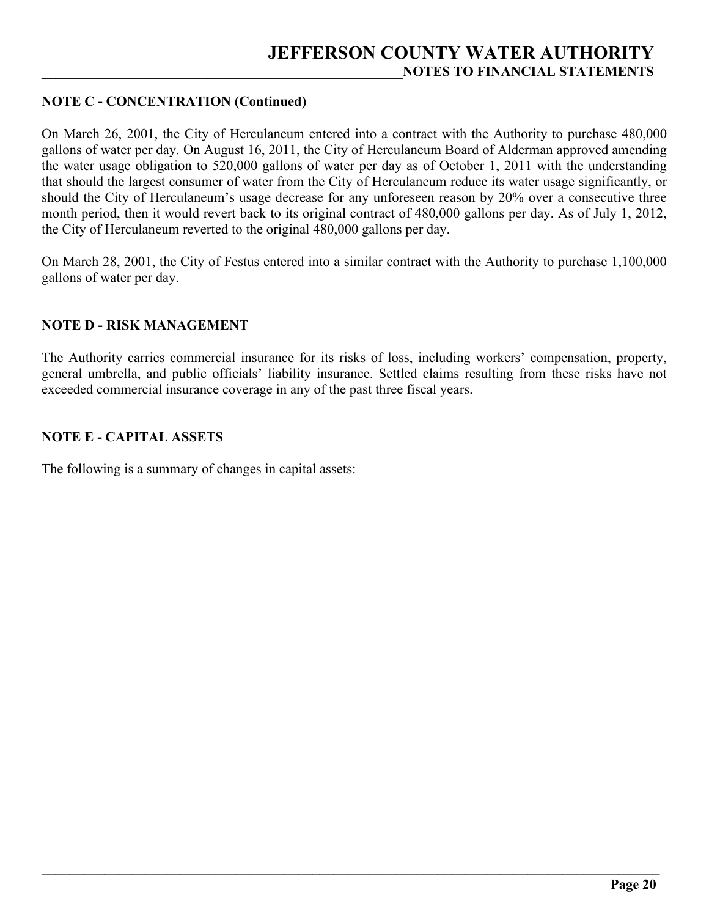## NOTE C - CONCENTRATION (Continued)

On March 26, 2001, the City of Herculaneum entered into a contract with the Authority to purchase 480,000 gallons of water per day. On August 16, 2011, the City of Herculaneum Board of Alderman approved amending the water usage obligation to 520,000 gallons of water per day as of October 1, 2011 with the understanding that should the largest consumer of water from the City of Herculaneum reduce its water usage significantly, or should the City of Herculaneum's usage decrease for any unforeseen reason by 20% over a consecutive three month period, then it would revert back to its original contract of 480,000 gallons per day. As of July 1, 2012, the City of Herculaneum reverted to the original 480,000 gallons per day.

On March 28, 2001, the City of Festus entered into a similar contract with the Authority to purchase 1,100,000 gallons of water per day.

## NOTE D - RISK MANAGEMENT

The Authority carries commercial insurance for its risks of loss, including workers' compensation, property, general umbrella, and public officials' liability insurance. Settled claims resulting from these risks have not exceeded commercial insurance coverage in any of the past three fiscal years.

## NOTE E - CAPITAL ASSETS

The following is a summary of changes in capital assets: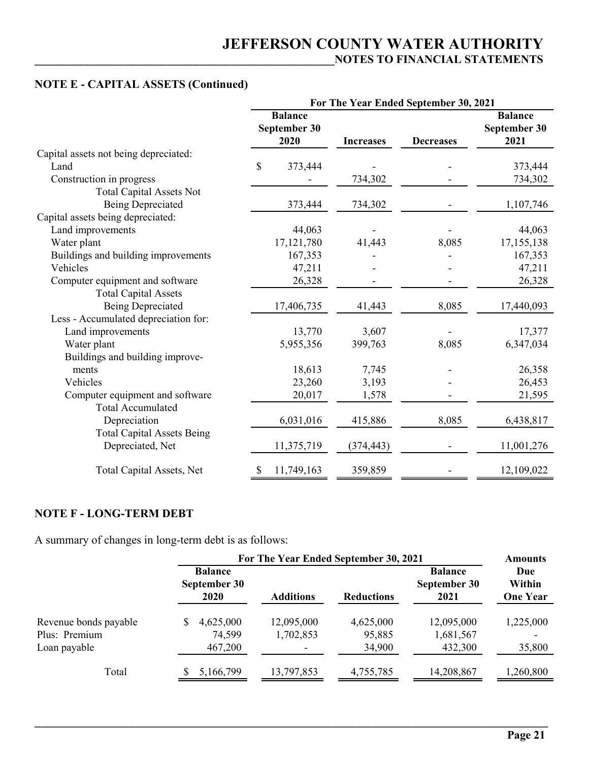## NOTE E - CAPITAL ASSETS (Continued)

| | For The Year Ended September 30, 2021 | | | |
|---|---|---|---|---|
| | Balance September 30 2020 | Increases | Decreases | Balance September 30 2021 |
| Capital assets not being depreciated: | | | | |
| Land | $ 373,444 | - | - | 373,444 |
| Construction in progress | - | 734,302 | - | 734,302 |
| Total Capital Assets Not Being Depreciated | 373,444 | 734,302 | - | 1,107,746 |
| Capital assets being depreciated: | | | | |
| Land improvements | 44,063 | - | - | 44,063 |
| Water plant | 17,121,780 | 41,443 | 8,085 | 17,155,138 |
| Buildings and building improvements | 167,353 | - | - | 167,353 |
| Vehicles | 47,211 | - | - | 47,211 |
| Computer equipment and software | 26,328 | - | - | 26,328 |
| Total Capital Assets Being Depreciated | 17,406,735 | 41,443 | 8,085 | 17,440,093 |
| Less - Accumulated depreciation for: | | | | |
| Land improvements | 13,770 | 3,607 | - | 17,377 |
| Water plant | 5,955,356 | 399,763 | 8,085 | 6,347,034 |
| Buildings and building improvements | 18,613 | 7,745 | - | 26,358 |
| Vehicles | 23,260 | 3,193 | - | 26,453 |
| Computer equipment and software | 20,017 | 1,578 | - | 21,595 |
| Total Accumulated Depreciation | 6,031,016 | 415,886 | 8,085 | 6,438,817 |
| Total Capital Assets Being Depreciated, Net | 11,375,719 | (374,443) | - | 11,001,276 |
| Total Capital Assets, Net | $ 11,749,163 | 359,859 | - | 12,109,022 |

## NOTE F - LONG-TERM DEBT

A summary of changes in long-term debt is as follows:

| | For The Year Ended September 30, 2021 | | | | Amounts |
|---|---|---|---|---|---|
| | Balance September 30 2020 | Additions | Reductions | Balance September 30 2021 | Due Within One Year |
| Revenue bonds payable | $ 4,625,000 | 12,095,000 | 4,625,000 | 12,095,000 | 1,225,000 |
| Plus: Premium | 74,599 | 1,702,853 | 95,885 | 1,681,567 | - |
| Loan payable | 467,200 | - | 34,900 | 432,300 | 35,800 |
| Total | $ 5,166,799 | 13,797,853 | 4,755,785 | 14,208,867 | 1,260,800 |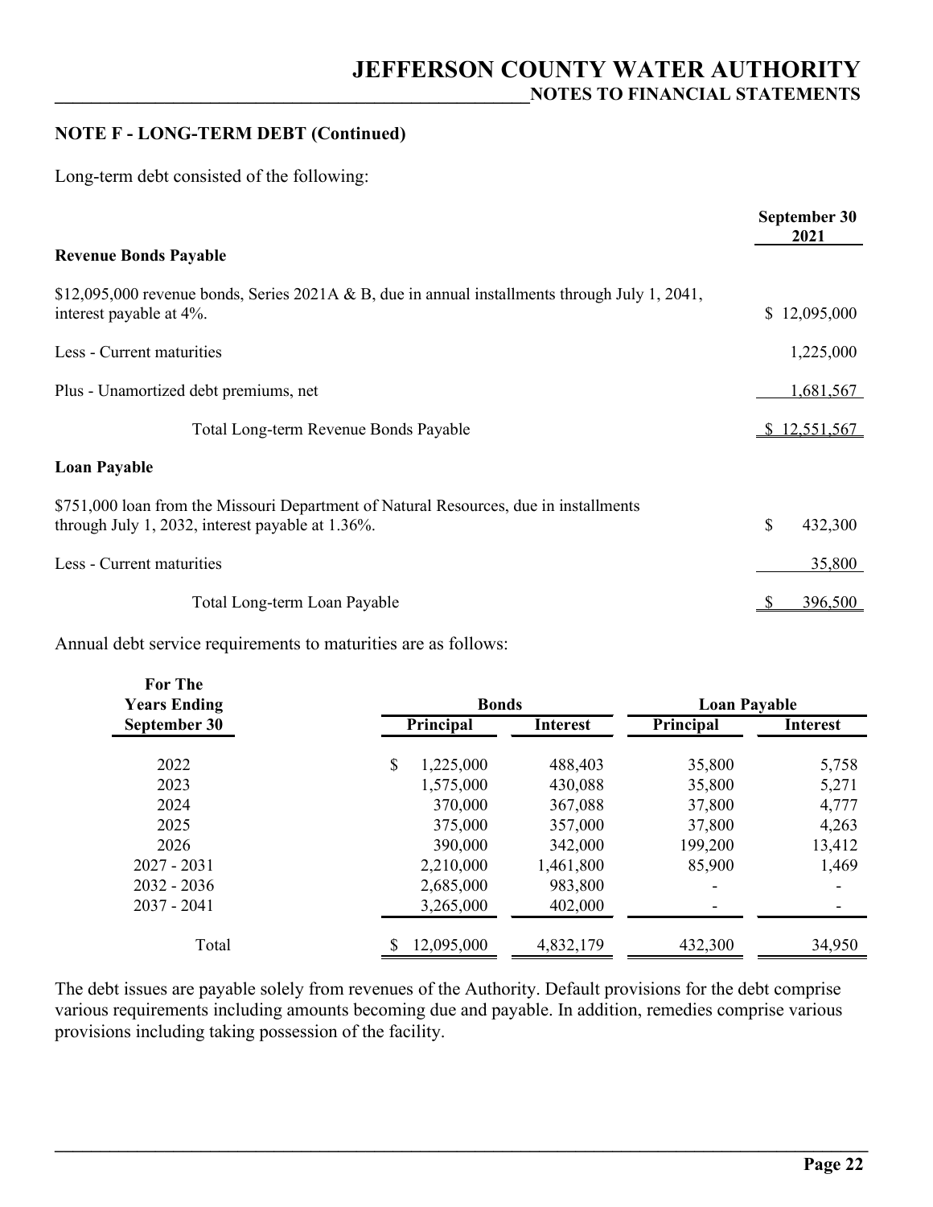## NOTE F - LONG-TERM DEBT (Continued)

Long-term debt consisted of the following:

| | September 30 2021 |
|---|---|
| **Revenue Bonds Payable** | |
| $12,095,000 revenue bonds, Series 2021A & B, due in annual installments through July 1, 2041, interest payable at 4%. | $ 12,095,000 |
| Less - Current maturities | 1,225,000 |
| Plus - Unamortized debt premiums, net | 1,681,567 |
| Total Long-term Revenue Bonds Payable | $ 12,551,567 |
| **Loan Payable** | |
| $751,000 loan from the Missouri Department of Natural Resources, due in installments through July 1, 2032, interest payable at 1.36%. | $ 432,300 |
| Less - Current maturities | 35,800 |
| Total Long-term Loan Payable | $ 396,500 |

Annual debt service requirements to maturities are as follows:

| For The Years Ending September 30 | Bonds | | Loan Payable | |
|---|---|---|---|---|
| | Principal | Interest | Principal | Interest |
| 2022 | $ 1,225,000 | 488,403 | 35,800 | 5,758 |
| 2023 | 1,575,000 | 430,088 | 35,800 | 5,271 |
| 2024 | 370,000 | 367,088 | 37,800 | 4,777 |
| 2025 | 375,000 | 357,000 | 37,800 | 4,263 |
| 2026 | 390,000 | 342,000 | 199,200 | 13,412 |
| 2027 - 2031 | 2,210,000 | 1,461,800 | 85,900 | 1,469 |
| 2032 - 2036 | 2,685,000 | 983,800 | - | - |
| 2037 - 2041 | 3,265,000 | 402,000 | - | - |
| Total | $ 12,095,000 | 4,832,179 | 432,300 | 34,950 |

The debt issues are payable solely from revenues of the Authority. Default provisions for the debt comprise various requirements including amounts becoming due and payable. In addition, remedies comprise various provisions including taking possession of the facility.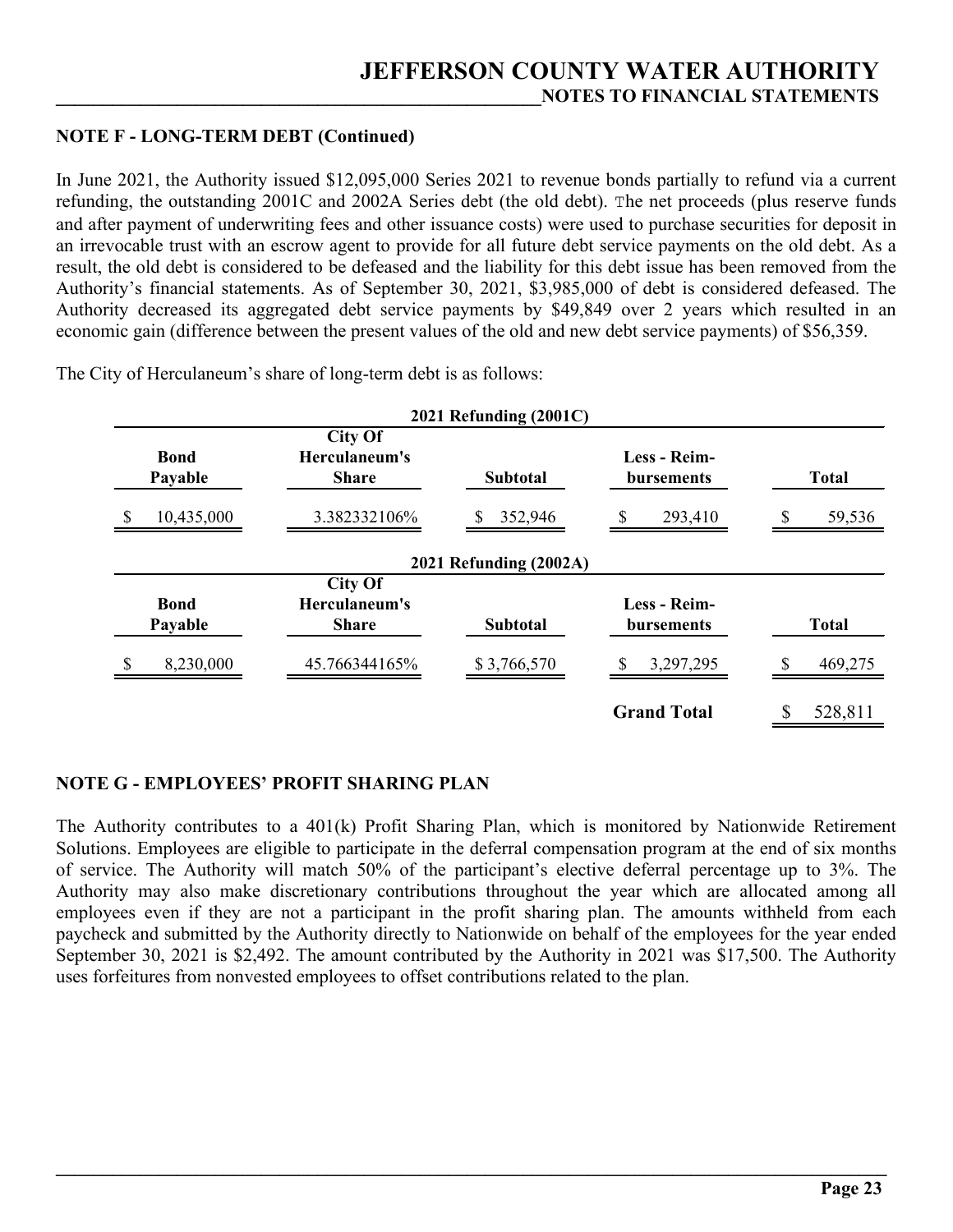## NOTE F - LONG-TERM DEBT (Continued)

In June 2021, the Authority issued $12,095,000 Series 2021 to revenue bonds partially to refund via a current refunding, the outstanding 2001C and 2002A Series debt (the old debt). The net proceeds (plus reserve funds and after payment of underwriting fees and other issuance costs) were used to purchase securities for deposit in an irrevocable trust with an escrow agent to provide for all future debt service payments on the old debt. As a result, the old debt is considered to be defeased and the liability for this debt issue has been removed from the Authority's financial statements. As of September 30, 2021, $3,985,000 of debt is considered defeased. The Authority decreased its aggregated debt service payments by $49,849 over 2 years which resulted in an economic gain (difference between the present values of the old and new debt service payments) of $56,359.

The City of Herculaneum's share of long-term debt is as follows:

**2021 Refunding (2001C)**

| Bond Payable | City Of Herculaneum's Share | Subtotal | Less - Reimbursements | Total |
|---|---|---|---|---|
| $ 10,435,000 | 3.382332106% | $ 352,946 | $ 293,410 | $ 59,536 |

**2021 Refunding (2002A)**

| Bond Payable | City Of Herculaneum's Share | Subtotal | Less - Reimbursements | Total |
|---|---|---|---|---|
| $ 8,230,000 | 45.766344165% | $ 3,766,570 | $ 3,297,295 | $ 469,275 |
| | | | **Grand Total** | $ 528,811 |

## NOTE G - EMPLOYEES' PROFIT SHARING PLAN

The Authority contributes to a 401(k) Profit Sharing Plan, which is monitored by Nationwide Retirement Solutions. Employees are eligible to participate in the deferral compensation program at the end of six months of service. The Authority will match 50% of the participant's elective deferral percentage up to 3%. The Authority may also make discretionary contributions throughout the year which are allocated among all employees even if they are not a participant in the profit sharing plan. The amounts withheld from each paycheck and submitted by the Authority directly to Nationwide on behalf of the employees for the year ended September 30, 2021 is $2,492. The amount contributed by the Authority in 2021 was $17,500. The Authority uses forfeitures from nonvested employees to offset contributions related to the plan.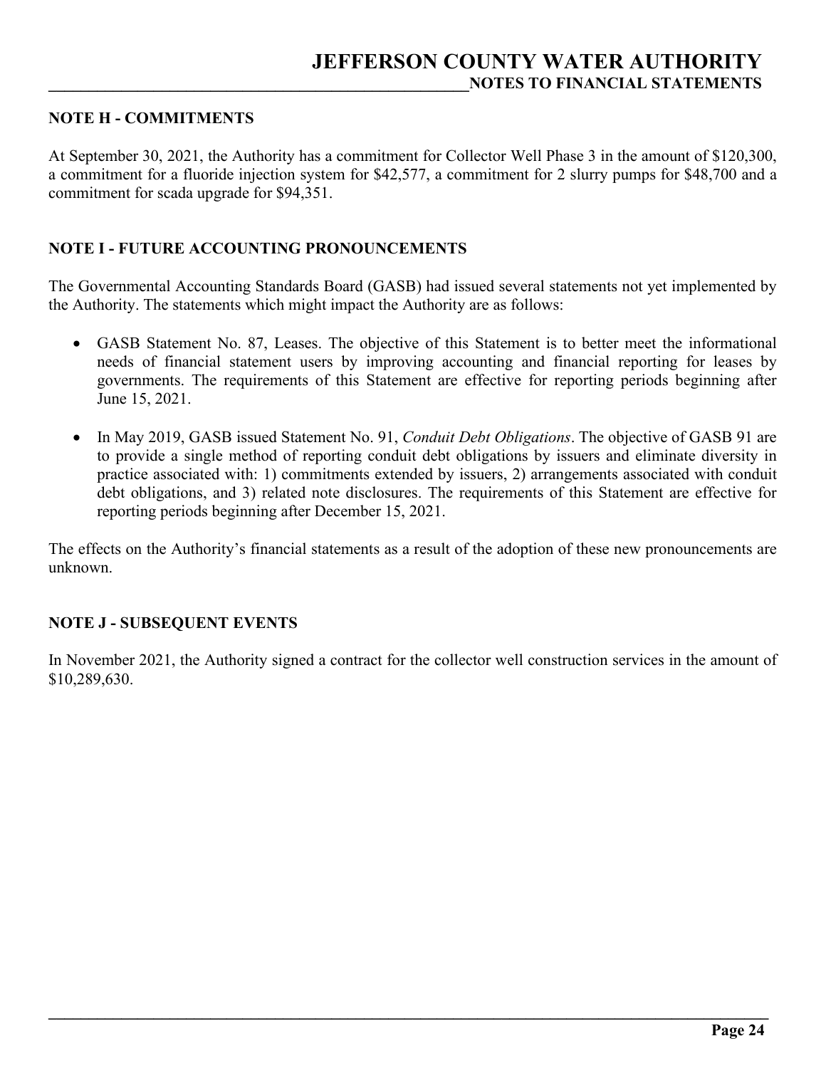## NOTE H - COMMITMENTS

At September 30, 2021, the Authority has a commitment for Collector Well Phase 3 in the amount of $120,300, a commitment for a fluoride injection system for $42,577, a commitment for 2 slurry pumps for $48,700 and a commitment for scada upgrade for $94,351.

## NOTE I - FUTURE ACCOUNTING PRONOUNCEMENTS

The Governmental Accounting Standards Board (GASB) had issued several statements not yet implemented by the Authority. The statements which might impact the Authority are as follows:

- GASB Statement No. 87, Leases. The objective of this Statement is to better meet the informational needs of financial statement users by improving accounting and financial reporting for leases by governments. The requirements of this Statement are effective for reporting periods beginning after June 15, 2021.
- In May 2019, GASB issued Statement No. 91, *Conduit Debt Obligations*. The objective of GASB 91 are to provide a single method of reporting conduit debt obligations by issuers and eliminate diversity in practice associated with: 1) commitments extended by issuers, 2) arrangements associated with conduit debt obligations, and 3) related note disclosures. The requirements of this Statement are effective for reporting periods beginning after December 15, 2021.

The effects on the Authority's financial statements as a result of the adoption of these new pronouncements are unknown.

## NOTE J - SUBSEQUENT EVENTS

In November 2021, the Authority signed a contract for the collector well construction services in the amount of $10,289,630.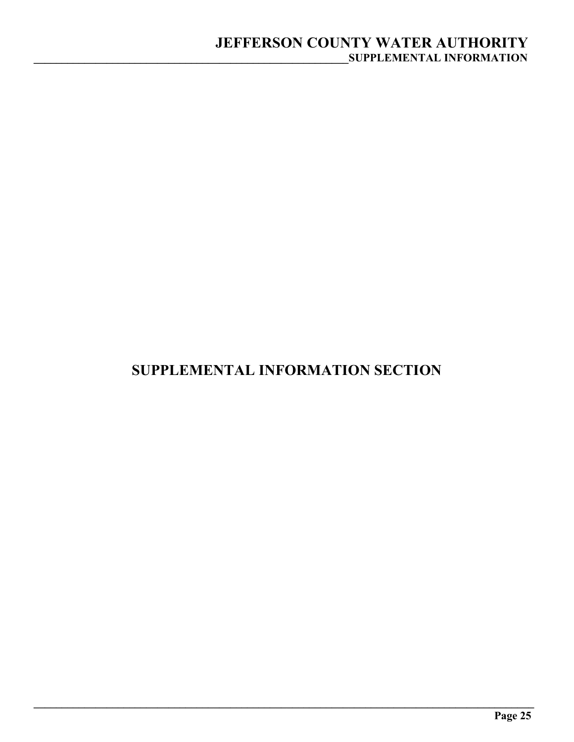# SUPPLEMENTAL INFORMATION SECTION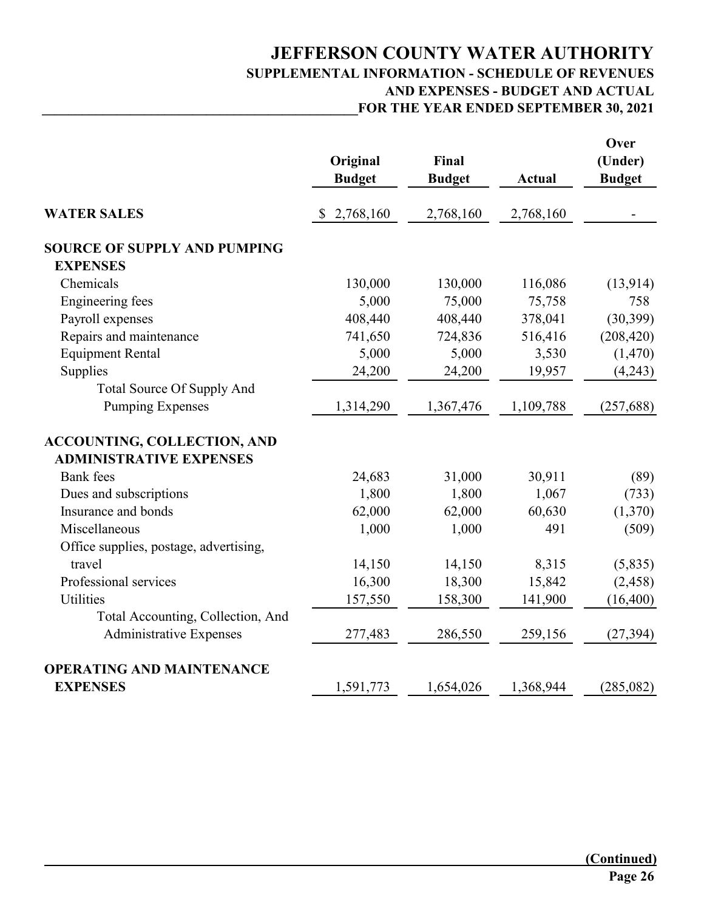# JEFFERSON COUNTY WATER AUTHORITY

## SUPPLEMENTAL INFORMATION - SCHEDULE OF REVENUES AND EXPENSES - BUDGET AND ACTUAL

### FOR THE YEAR ENDED SEPTEMBER 30, 2021

| | Original Budget | Final Budget | Actual | Over (Under) Budget |
|---|---|---|---|---|
| **WATER SALES** | $ 2,768,160 | 2,768,160 | 2,768,160 | - |
| **SOURCE OF SUPPLY AND PUMPING EXPENSES** | | | | |
| Chemicals | 130,000 | 130,000 | 116,086 | (13,914) |
| Engineering fees | 5,000 | 75,000 | 75,758 | 758 |
| Payroll expenses | 408,440 | 408,440 | 378,041 | (30,399) |
| Repairs and maintenance | 741,650 | 724,836 | 516,416 | (208,420) |
| Equipment Rental | 5,000 | 5,000 | 3,530 | (1,470) |
| Supplies | 24,200 | 24,200 | 19,957 | (4,243) |
| Total Source Of Supply And Pumping Expenses | 1,314,290 | 1,367,476 | 1,109,788 | (257,688) |
| **ACCOUNTING, COLLECTION, AND ADMINISTRATIVE EXPENSES** | | | | |
| Bank fees | 24,683 | 31,000 | 30,911 | (89) |
| Dues and subscriptions | 1,800 | 1,800 | 1,067 | (733) |
| Insurance and bonds | 62,000 | 62,000 | 60,630 | (1,370) |
| Miscellaneous | 1,000 | 1,000 | 491 | (509) |
| Office supplies, postage, advertising, travel | 14,150 | 14,150 | 8,315 | (5,835) |
| Professional services | 16,300 | 18,300 | 15,842 | (2,458) |
| Utilities | 157,550 | 158,300 | 141,900 | (16,400) |
| Total Accounting, Collection, And Administrative Expenses | 277,483 | 286,550 | 259,156 | (27,394) |
| **OPERATING AND MAINTENANCE EXPENSES** | 1,591,773 | 1,654,026 | 1,368,944 | (285,082) |

(Continued)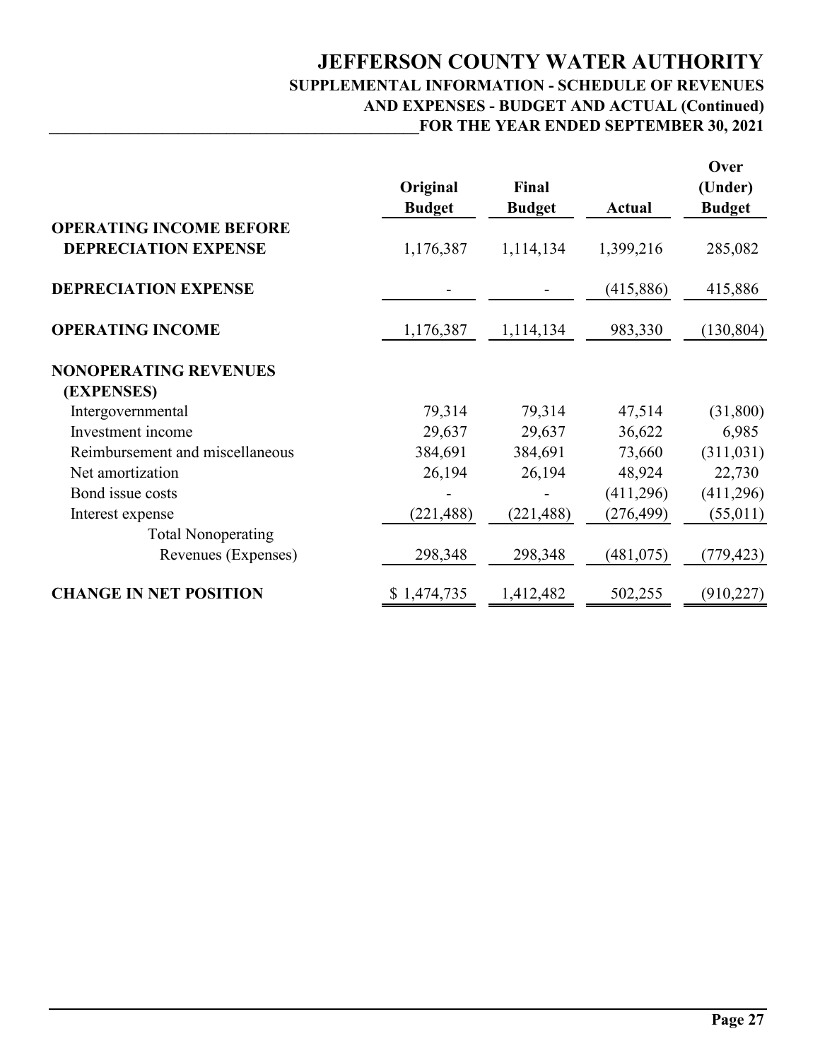# JEFFERSON COUNTY WATER AUTHORITY

## SUPPLEMENTAL INFORMATION - SCHEDULE OF REVENUES AND EXPENSES - BUDGET AND ACTUAL (Continued)

## FOR THE YEAR ENDED SEPTEMBER 30, 2021

| | Original Budget | Final Budget | Actual | Over (Under) Budget |
|---|---|---|---|---|
| **OPERATING INCOME BEFORE DEPRECIATION EXPENSE** | 1,176,387 | 1,114,134 | 1,399,216 | 285,082 |
| **DEPRECIATION EXPENSE** | - | - | (415,886) | 415,886 |
| **OPERATING INCOME** | 1,176,387 | 1,114,134 | 983,330 | (130,804) |
| **NONOPERATING REVENUES (EXPENSES)** | | | | |
| Intergovernmental | 79,314 | 79,314 | 47,514 | (31,800) |
| Investment income | 29,637 | 29,637 | 36,622 | 6,985 |
| Reimbursement and miscellaneous | 384,691 | 384,691 | 73,660 | (311,031) |
| Net amortization | 26,194 | 26,194 | 48,924 | 22,730 |
| Bond issue costs | - | - | (411,296) | (411,296) |
| Interest expense | (221,488) | (221,488) | (276,499) | (55,011) |
| Total Nonoperating Revenues (Expenses) | 298,348 | 298,348 | (481,075) | (779,423) |
| **CHANGE IN NET POSITION** | $ 1,474,735 | 1,412,482 | 502,255 | (910,227) |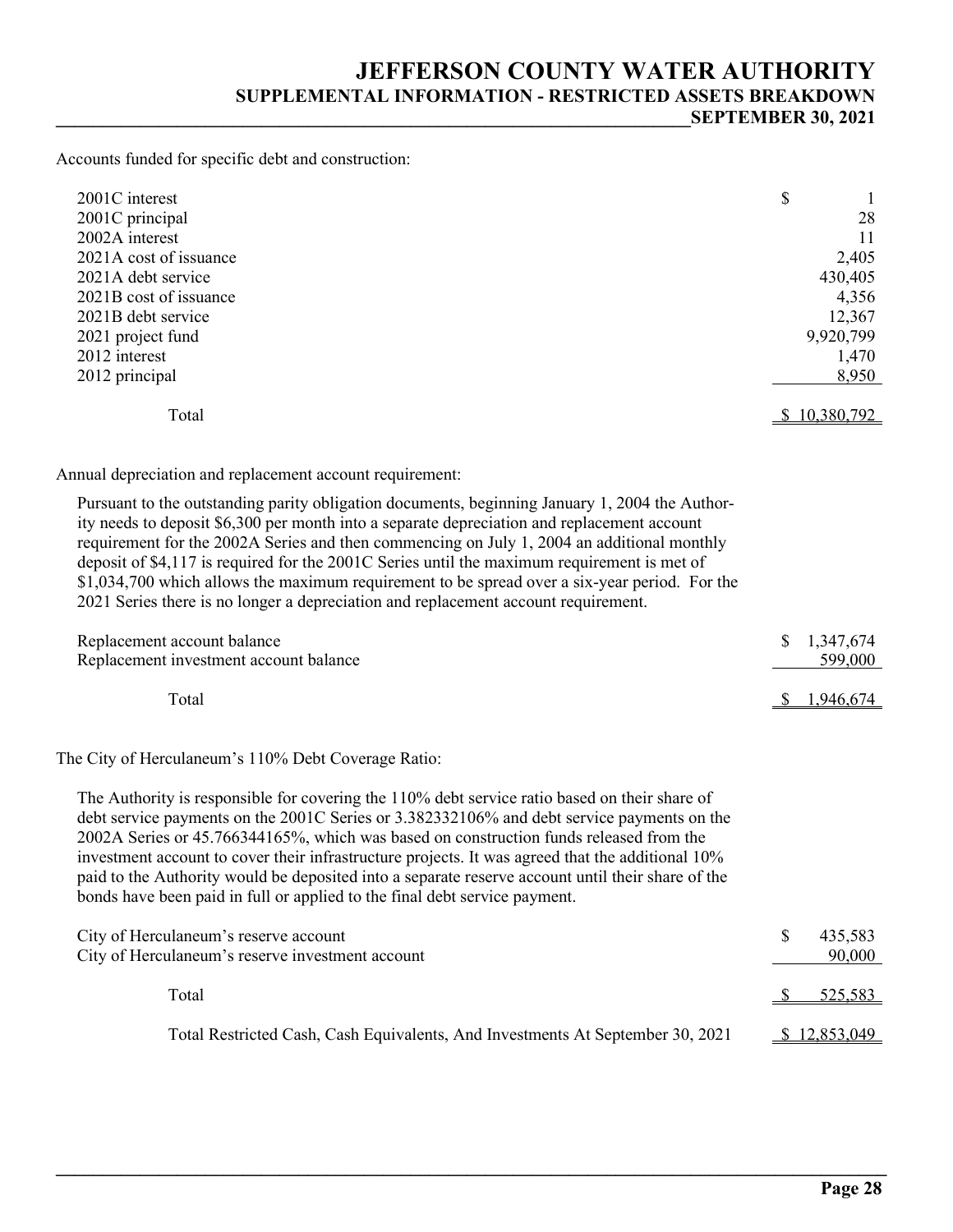# JEFFERSON COUNTY WATER AUTHORITY

## SUPPLEMENTAL INFORMATION - RESTRICTED ASSETS BREAKDOWN

### SEPTEMBER 30, 2021

Accounts funded for specific debt and construction:

| | |
|---|---|
| 2001C interest | $ 1 |
| 2001C principal | 28 |
| 2002A interest | 11 |
| 2021A cost of issuance | 2,405 |
| 2021A debt service | 430,405 |
| 2021B cost of issuance | 4,356 |
| 2021B debt service | 12,367 |
| 2021 project fund | 9,920,799 |
| 2012 interest | 1,470 |
| 2012 principal | 8,950 |
| Total | $ 10,380,792 |

Annual depreciation and replacement account requirement:

Pursuant to the outstanding parity obligation documents, beginning January 1, 2004 the Authority needs to deposit $6,300 per month into a separate depreciation and replacement account requirement for the 2002A Series and then commencing on July 1, 2004 an additional monthly deposit of $4,117 is required for the 2001C Series until the maximum requirement is met of $1,034,700 which allows the maximum requirement to be spread over a six-year period. For the 2021 Series there is no longer a depreciation and replacement account requirement.

| | |
|---|---|
| Replacement account balance | $ 1,347,674 |
| Replacement investment account balance | 599,000 |
| Total | $ 1,946,674 |

The City of Herculaneum's 110% Debt Coverage Ratio:

The Authority is responsible for covering the 110% debt service ratio based on their share of debt service payments on the 2001C Series or 3.382332106% and debt service payments on the 2002A Series or 45.766344165%, which was based on construction funds released from the investment account to cover their infrastructure projects. It was agreed that the additional 10% paid to the Authority would be deposited into a separate reserve account until their share of the bonds have been paid in full or applied to the final debt service payment.

| | |
|---|---|
| City of Herculaneum's reserve account | $ 435,583 |
| City of Herculaneum's reserve investment account | 90,000 |
| Total | $ 525,583 |
| Total Restricted Cash, Cash Equivalents, And Investments At September 30, 2021 | $ 12,853,049 |